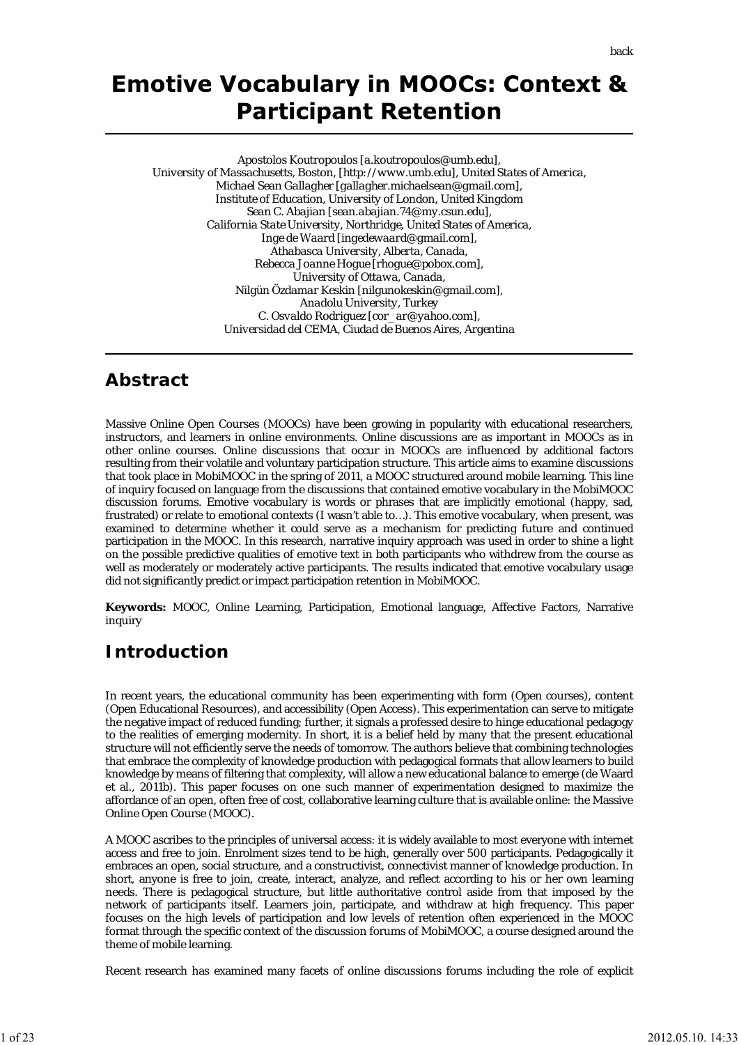# Emotive Vocabulary in MOOCs: Context & Participant Retention

Apostolos Koutropoulos [a.koutropoulos@umb.edu],
University of Massachusetts, Boston, [http://www.umb.edu], United States of America,
Michael Sean Gallagher [gallagher.michaelsean@gmail.com],
Institute of Education, University of London, United Kingdom
Sean C. Abajian [sean.abajian.74@my.csun.edu],
California State University, Northridge, United States of America,
Inge de Waard [ingedewaard@gmail.com],
Athabasca University, Alberta, Canada,
Rebecca Joanne Hogue [rhogue@pobox.com],
University of Ottawa, Canada,
Nilgün Özdamar Keskin [nilgunokeskin@gmail.com],
Anadolu University, Turkey
C. Osvaldo Rodriguez [cor_ar@yahoo.com],
Universidad del CEMA, Ciudad de Buenos Aires, Argentina

## Abstract

Massive Online Open Courses (MOOCs) have been growing in popularity with educational researchers, instructors, and learners in online environments. Online discussions are as important in MOOCs as in other online courses. Online discussions that occur in MOOCs are influenced by additional factors resulting from their volatile and voluntary participation structure. This article aims to examine discussions that took place in MobiMOOC in the spring of 2011, a MOOC structured around mobile learning. This line of inquiry focused on language from the discussions that contained emotive vocabulary in the MobiMOOC discussion forums. Emotive vocabulary is words or phrases that are implicitly emotional (happy, sad, frustrated) or relate to emotional contexts (I wasn't able to…). This emotive vocabulary, when present, was examined to determine whether it could serve as a mechanism for predicting future and continued participation in the MOOC. In this research, narrative inquiry approach was used in order to shine a light on the possible predictive qualities of emotive text in both participants who withdrew from the course as well as moderately or moderately active participants. The results indicated that emotive vocabulary usage did not significantly predict or impact participation retention in MobiMOOC.

**Keywords:** MOOC, Online Learning, Participation, Emotional language, Affective Factors, Narrative inquiry

## Introduction

In recent years, the educational community has been experimenting with form (Open courses), content (Open Educational Resources), and accessibility (Open Access). This experimentation can serve to mitigate the negative impact of reduced funding; further, it signals a professed desire to hinge educational pedagogy to the realities of emerging modernity. In short, it is a belief held by many that the present educational structure will not efficiently serve the needs of tomorrow. The authors believe that combining technologies that embrace the complexity of knowledge production with pedagogical formats that allow learners to build knowledge by means of filtering that complexity, will allow a new educational balance to emerge (de Waard et al., 2011b). This paper focuses on one such manner of experimentation designed to maximize the affordance of an open, often free of cost, collaborative learning culture that is available online: the Massive Online Open Course (MOOC).

A MOOC ascribes to the principles of universal access: it is widely available to most everyone with internet access and free to join. Enrolment sizes tend to be high, generally over 500 participants. Pedagogically it embraces an open, social structure, and a constructivist, connectivist manner of knowledge production. In short, anyone is free to join, create, interact, analyze, and reflect according to his or her own learning needs. There is pedagogical structure, but little authoritative control aside from that imposed by the network of participants itself. Learners join, participate, and withdraw at high frequency. This paper focuses on the high levels of participation and low levels of retention often experienced in the MOOC format through the specific context of the discussion forums of MobiMOOC, a course designed around the theme of mobile learning.

Recent research has examined many facets of online discussions forums including the role of explicit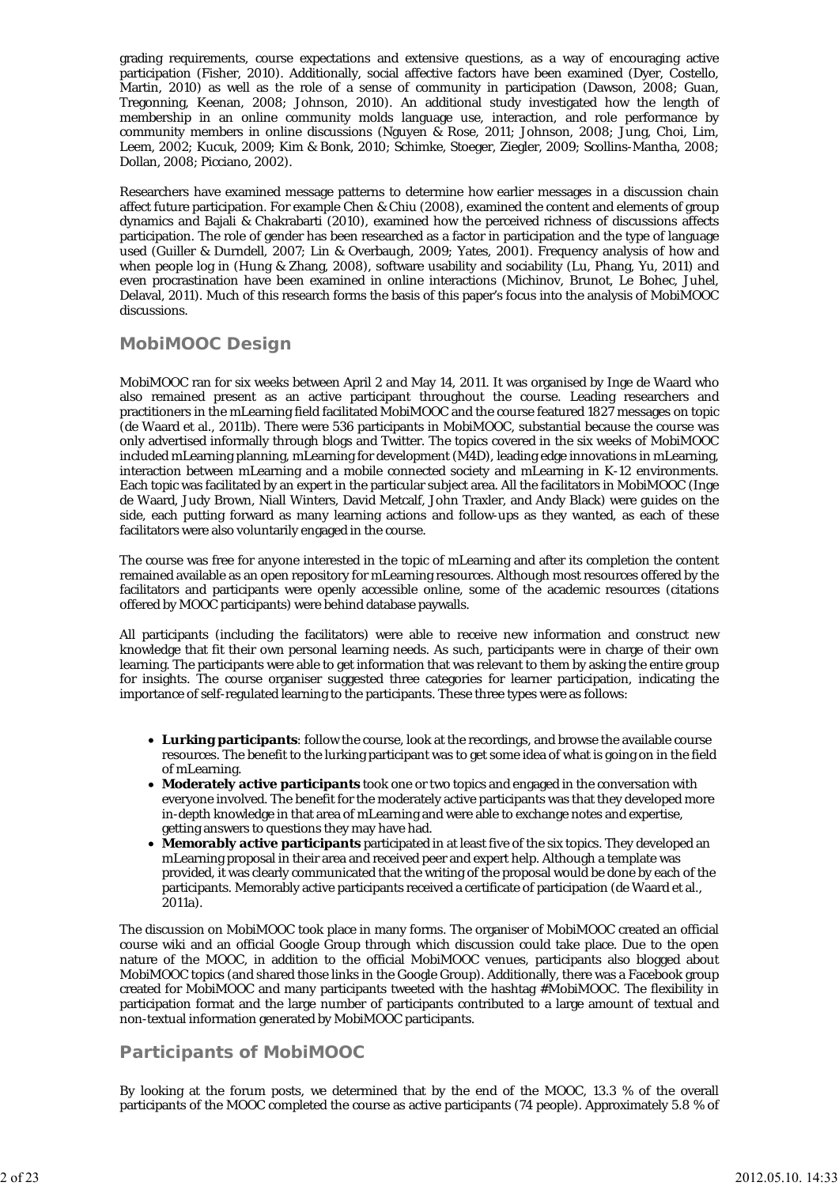grading requirements, course expectations and extensive questions, as a way of encouraging active participation (Fisher, 2010). Additionally, social affective factors have been examined (Dyer, Costello, Martin, 2010) as well as the role of a sense of community in participation (Dawson, 2008; Guan, Tregonning, Keenan, 2008; Johnson, 2010). An additional study investigated how the length of membership in an online community molds language use, interaction, and role performance by community members in online discussions (Nguyen & Rose, 2011; Johnson, 2008; Jung, Choi, Lim, Leem, 2002; Kucuk, 2009; Kim & Bonk, 2010; Schimke, Stoeger, Ziegler, 2009; Scollins-Mantha, 2008; Dollan, 2008; Picciano, 2002).

Researchers have examined message patterns to determine how earlier messages in a discussion chain affect future participation. For example Chen & Chiu (2008), examined the content and elements of group dynamics and Bajali & Chakrabarti (2010), examined how the perceived richness of discussions affects participation. The role of gender has been researched as a factor in participation and the type of language used (Guiller & Durndell, 2007; Lin & Overbaugh, 2009; Yates, 2001). Frequency analysis of how and when people log in (Hung & Zhang, 2008), software usability and sociability (Lu, Phang, Yu, 2011) and even procrastination have been examined in online interactions (Michinov, Brunot, Le Bohec, Juhel, Delaval, 2011). Much of this research forms the basis of this paper's focus into the analysis of MobiMOOC discussions.

## MobiMOOC Design

MobiMOOC ran for six weeks between April 2 and May 14, 2011. It was organised by Inge de Waard who also remained present as an active participant throughout the course. Leading researchers and practitioners in the mLearning field facilitated MobiMOOC and the course featured 1827 messages on topic (de Waard et al., 2011b). There were 536 participants in MobiMOOC, substantial because the course was only advertised informally through blogs and Twitter. The topics covered in the six weeks of MobiMOOC included mLearning planning, mLearning for development (M4D), leading edge innovations in mLearning, interaction between mLearning and a mobile connected society and mLearning in K-12 environments. Each topic was facilitated by an expert in the particular subject area. All the facilitators in MobiMOOC (Inge de Waard, Judy Brown, Niall Winters, David Metcalf, John Traxler, and Andy Black) were guides on the side, each putting forward as many learning actions and follow-ups as they wanted, as each of these facilitators were also voluntarily engaged in the course.

The course was free for anyone interested in the topic of mLearning and after its completion the content remained available as an open repository for mLearning resources. Although most resources offered by the facilitators and participants were openly accessible online, some of the academic resources (citations offered by MOOC participants) were behind database paywalls.

All participants (including the facilitators) were able to receive new information and construct new knowledge that fit their own personal learning needs. As such, participants were in charge of their own learning. The participants were able to get information that was relevant to them by asking the entire group for insights. The course organiser suggested three categories for learner participation, indicating the importance of self-regulated learning to the participants. These three types were as follows:

- **Lurking participants**: follow the course, look at the recordings, and browse the available course resources. The benefit to the lurking participant was to get some idea of what is going on in the field of mLearning.
- **Moderately active participants** took one or two topics and engaged in the conversation with everyone involved. The benefit for the moderately active participants was that they developed more in-depth knowledge in that area of mLearning and were able to exchange notes and expertise, getting answers to questions they may have had.
- **Memorably active participants** participated in at least five of the six topics. They developed an mLearning proposal in their area and received peer and expert help. Although a template was provided, it was clearly communicated that the writing of the proposal would be done by each of the participants. Memorably active participants received a certificate of participation (de Waard et al., 2011a).

The discussion on MobiMOOC took place in many forms. The organiser of MobiMOOC created an official course wiki and an official Google Group through which discussion could take place. Due to the open nature of the MOOC, in addition to the official MobiMOOC venues, participants also blogged about MobiMOOC topics (and shared those links in the Google Group). Additionally, there was a Facebook group created for MobiMOOC and many participants tweeted with the hashtag #MobiMOOC. The flexibility in participation format and the large number of participants contributed to a large amount of textual and non-textual information generated by MobiMOOC participants.

## Participants of MobiMOOC

By looking at the forum posts, we determined that by the end of the MOOC, 13.3 % of the overall participants of the MOOC completed the course as active participants (74 people). Approximately 5.8 % of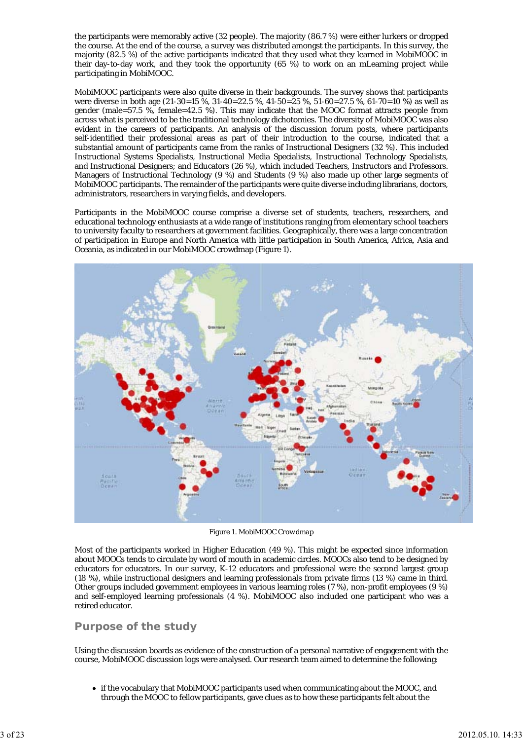the participants were memorably active (32 people). The majority (86.7 %) were either lurkers or dropped the course. At the end of the course, a survey was distributed amongst the participants. In this survey, the majority (82.5 %) of the active participants indicated that they used what they learned in MobiMOOC in their day-to-day work, and they took the opportunity (65 %) to work on an mLearning project while participating in MobiMOOC.

MobiMOOC participants were also quite diverse in their backgrounds. The survey shows that participants were diverse in both age (21-30=15 %, 31-40=22.5 %, 41-50=25 %, 51-60=27.5 %, 61-70=10 %) as well as gender (male=57.5 %, female=42.5 %). This may indicate that the MOOC format attracts people from across what is perceived to be the traditional technology dichotomies. The diversity of MobiMOOC was also evident in the careers of participants. An analysis of the discussion forum posts, where participants self-identified their professional areas as part of their introduction to the course, indicated that a substantial amount of participants came from the ranks of Instructional Designers (32 %). This included Instructional Systems Specialists, Instructional Media Specialists, Instructional Technology Specialists, and Instructional Designers; and Educators (26 %), which included Teachers, Instructors and Professors. Managers of Instructional Technology (9 %) and Students (9 %) also made up other large segments of MobiMOOC participants. The remainder of the participants were quite diverse including librarians, doctors, administrators, researchers in varying fields, and developers.

Participants in the MobiMOOC course comprise a diverse set of students, teachers, researchers, and educational technology enthusiasts at a wide range of institutions ranging from elementary school teachers to university faculty to researchers at government facilities. Geographically, there was a large concentration of participation in Europe and North America with little participation in South America, Africa, Asia and Oceania, as indicated in our MobiMOOC crowdmap (Figure 1).

Figure 1. MobiMOOC Crowdmap

Most of the participants worked in Higher Education (49 %). This might be expected since information about MOOCs tends to circulate by word of mouth in academic circles. MOOCs also tend to be designed by educators for educators. In our survey, K-12 educators and professional were the second largest group (18 %), while instructional designers and learning professionals from private firms (13 %) came in third. Other groups included government employees in various learning roles (7 %), non-profit employees (9 %) and self-employed learning professionals (4 %). MobiMOOC also included one participant who was a retired educator.

## Purpose of the study

Using the discussion boards as evidence of the construction of a personal narrative of engagement with the course, MobiMOOC discussion logs were analysed. Our research team aimed to determine the following:

- if the vocabulary that MobiMOOC participants used when communicating about the MOOC, and through the MOOC to fellow participants, gave clues as to how these participants felt about the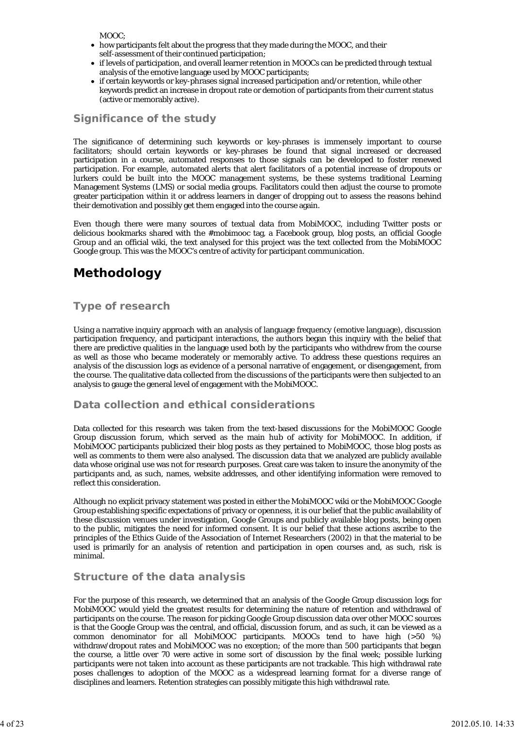MOOC;

- how participants felt about the progress that they made during the MOOC, and their self-assessment of their continued participation;
- if levels of participation, and overall learner retention in MOOCs can be predicted through textual analysis of the emotive language used by MOOC participants;
- if certain keywords or key-phrases signal increased participation and/or retention, while other keywords predict an increase in dropout rate or demotion of participants from their current status (active or memorably active).

### Significance of the study

The significance of determining such keywords or key-phrases is immensely important to course facilitators; should certain keywords or key-phrases be found that signal increased or decreased participation in a course, automated responses to those signals can be developed to foster renewed participation. For example, automated alerts that alert facilitators of a potential increase of dropouts or lurkers could be built into the MOOC management systems, be these systems traditional Learning Management Systems (LMS) or social media groups. Facilitators could then adjust the course to promote greater participation within it or address learners in danger of dropping out to assess the reasons behind their demotivation and possibly get them engaged into the course again.

Even though there were many sources of textual data from MobiMOOC, including Twitter posts or delicious bookmarks shared with the #mobimooc tag, a Facebook group, blog posts, an official Google Group and an official wiki, the text analysed for this project was the text collected from the MobiMOOC Google group. This was the MOOC's centre of activity for participant communication.

## Methodology

### Type of research

Using a narrative inquiry approach with an analysis of language frequency (emotive language), discussion participation frequency, and participant interactions, the authors began this inquiry with the belief that there are predictive qualities in the language used both by the participants who withdrew from the course as well as those who became moderately or memorably active. To address these questions requires an analysis of the discussion logs as evidence of a personal narrative of engagement, or disengagement, from the course. The qualitative data collected from the discussions of the participants were then subjected to an analysis to gauge the general level of engagement with the MobiMOOC.

### Data collection and ethical considerations

Data collected for this research was taken from the text-based discussions for the MobiMOOC Google Group discussion forum, which served as the main hub of activity for MobiMOOC. In addition, if MobiMOOC participants publicized their blog posts as they pertained to MobiMOOC, those blog posts as well as comments to them were also analysed. The discussion data that we analyzed are publicly available data whose original use was not for research purposes. Great care was taken to insure the anonymity of the participants and, as such, names, website addresses, and other identifying information were removed to reflect this consideration.

Although no explicit privacy statement was posted in either the MobiMOOC wiki or the MobiMOOC Google Group establishing specific expectations of privacy or openness, it is our belief that the public availability of these discussion venues under investigation, Google Groups and publicly available blog posts, being open to the public, mitigates the need for informed consent. It is our belief that these actions ascribe to the principles of the Ethics Guide of the Association of Internet Researchers (2002) in that the material to be used is primarily for an analysis of retention and participation in open courses and, as such, risk is minimal.

### Structure of the data analysis

For the purpose of this research, we determined that an analysis of the Google Group discussion logs for MobiMOOC would yield the greatest results for determining the nature of retention and withdrawal of participants on the course. The reason for picking Google Group discussion data over other MOOC sources is that the Google Group was the central, and official, discussion forum, and as such, it can be viewed as a common denominator for all MobiMOOC participants. MOOCs tend to have high (>50 %) withdraw/dropout rates and MobiMOOC was no exception; of the more than 500 participants that began the course, a little over 70 were active in some sort of discussion by the final week; possible lurking participants were not taken into account as these participants are not trackable. This high withdrawal rate poses challenges to adoption of the MOOC as a widespread learning format for a diverse range of disciplines and learners. Retention strategies can possibly mitigate this high withdrawal rate.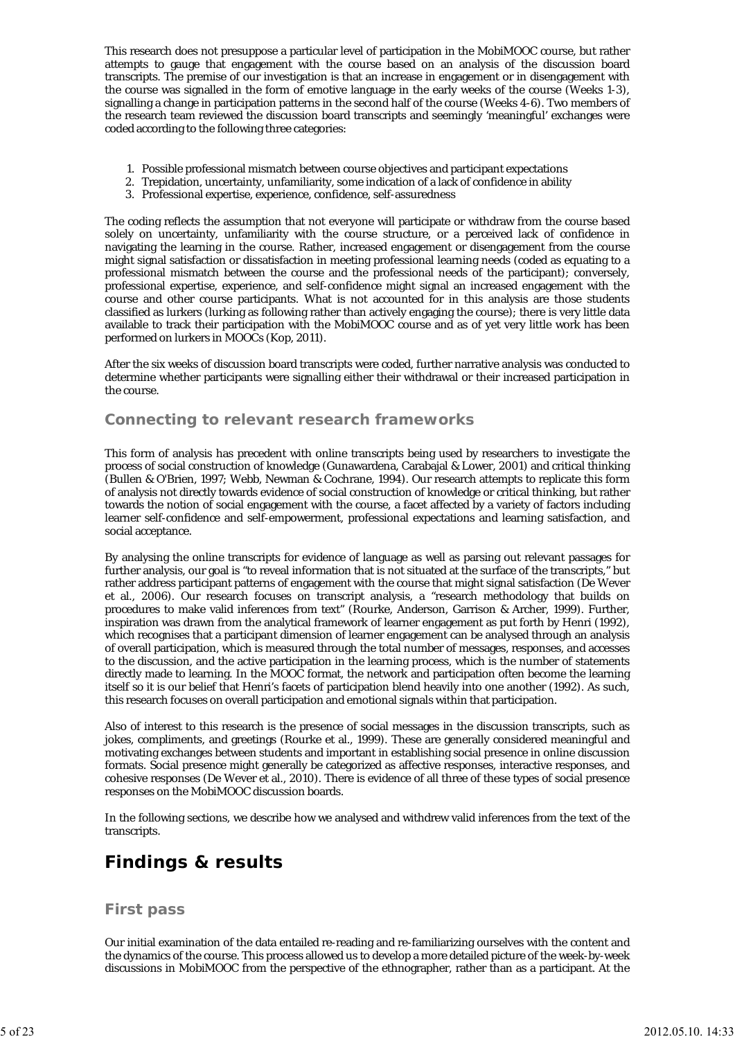This research does not presuppose a particular level of participation in the MobiMOOC course, but rather attempts to gauge that engagement with the course based on an analysis of the discussion board transcripts. The premise of our investigation is that an increase in engagement or in disengagement with the course was signalled in the form of emotive language in the early weeks of the course (Weeks 1-3), signalling a change in participation patterns in the second half of the course (Weeks 4-6). Two members of the research team reviewed the discussion board transcripts and seemingly 'meaningful' exchanges were coded according to the following three categories:

1. Possible professional mismatch between course objectives and participant expectations
2. Trepidation, uncertainty, unfamiliarity, some indication of a lack of confidence in ability
3. Professional expertise, experience, confidence, self-assuredness

The coding reflects the assumption that not everyone will participate or withdraw from the course based solely on uncertainty, unfamiliarity with the course structure, or a perceived lack of confidence in navigating the learning in the course. Rather, increased engagement or disengagement from the course might signal satisfaction or dissatisfaction in meeting professional learning needs (coded as equating to a professional mismatch between the course and the professional needs of the participant); conversely, professional expertise, experience, and self-confidence might signal an increased engagement with the course and other course participants. What is not accounted for in this analysis are those students classified as lurkers (lurking as following rather than actively engaging the course); there is very little data available to track their participation with the MobiMOOC course and as of yet very little work has been performed on lurkers in MOOCs (Kop, 2011).

After the six weeks of discussion board transcripts were coded, further narrative analysis was conducted to determine whether participants were signalling either their withdrawal or their increased participation in the course.

### Connecting to relevant research frameworks

This form of analysis has precedent with online transcripts being used by researchers to investigate the process of social construction of knowledge (Gunawardena, Carabajal & Lower, 2001) and critical thinking (Bullen & O'Brien, 1997; Webb, Newman & Cochrane, 1994). Our research attempts to replicate this form of analysis not directly towards evidence of social construction of knowledge or critical thinking, but rather towards the notion of social engagement with the course, a facet affected by a variety of factors including learner self-confidence and self-empowerment, professional expectations and learning satisfaction, and social acceptance.

By analysing the online transcripts for evidence of language as well as parsing out relevant passages for further analysis, our goal is "to reveal information that is not situated at the surface of the transcripts," but rather address participant patterns of engagement with the course that might signal satisfaction (De Wever et al., 2006). Our research focuses on transcript analysis, a "research methodology that builds on procedures to make valid inferences from text" (Rourke, Anderson, Garrison & Archer, 1999). Further, inspiration was drawn from the analytical framework of learner engagement as put forth by Henri (1992), which recognises that a participant dimension of learner engagement can be analysed through an analysis of overall participation, which is measured through the total number of messages, responses, and accesses to the discussion, and the active participation in the learning process, which is the number of statements directly made to learning. In the MOOC format, the network and participation often become the learning itself so it is our belief that Henri's facets of participation blend heavily into one another (1992). As such, this research focuses on overall participation and emotional signals within that participation.

Also of interest to this research is the presence of social messages in the discussion transcripts, such as jokes, compliments, and greetings (Rourke et al., 1999). These are generally considered meaningful and motivating exchanges between students and important in establishing social presence in online discussion formats. Social presence might generally be categorized as affective responses, interactive responses, and cohesive responses (De Wever et al., 2010). There is evidence of all three of these types of social presence responses on the MobiMOOC discussion boards.

In the following sections, we describe how we analysed and withdrew valid inferences from the text of the transcripts.

## Findings & results

### First pass

Our initial examination of the data entailed re-reading and re-familiarizing ourselves with the content and the dynamics of the course. This process allowed us to develop a more detailed picture of the week-by-week discussions in MobiMOOC from the perspective of the ethnographer, rather than as a participant. At the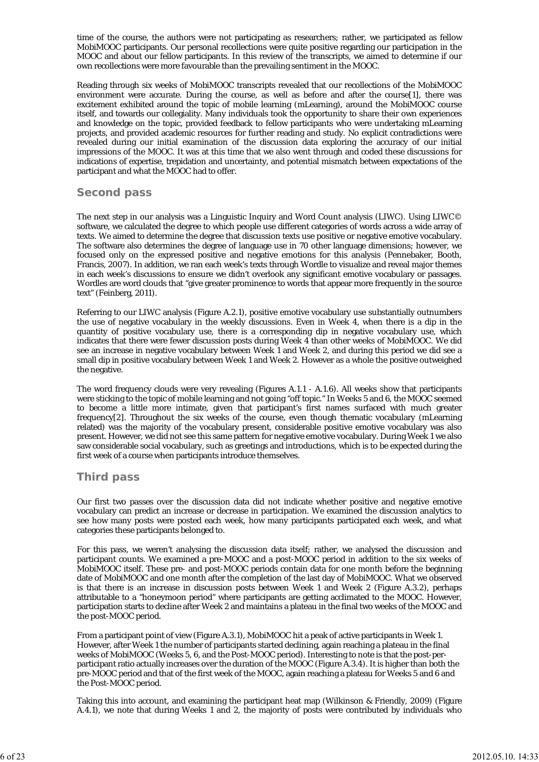time of the course, the authors were not participating as researchers; rather, we participated as fellow MobiMOOC participants. Our personal recollections were quite positive regarding our participation in the MOOC and about our fellow participants. In this review of the transcripts, we aimed to determine if our own recollections were more favourable than the prevailing sentiment in the MOOC.

Reading through six weeks of MobiMOOC transcripts revealed that our recollections of the MobiMOOC environment were accurate. During the course, as well as before and after the course[1], there was excitement exhibited around the topic of mobile learning (mLearning), around the MobiMOOC course itself, and towards our collegiality. Many individuals took the opportunity to share their own experiences and knowledge on the topic, provided feedback to fellow participants who were undertaking mLearning projects, and provided academic resources for further reading and study. No explicit contradictions were revealed during our initial examination of the discussion data exploring the accuracy of our initial impressions of the MOOC. It was at this time that we also went through and coded these discussions for indications of expertise, trepidation and uncertainty, and potential mismatch between expectations of the participant and what the MOOC had to offer.

## Second pass

The next step in our analysis was a Linguistic Inquiry and Word Count analysis (LIWC). Using LIWC© software, we calculated the degree to which people use different categories of words across a wide array of texts. We aimed to determine the degree that discussion texts use positive or negative emotive vocabulary. The software also determines the degree of language use in 70 other language dimensions; however, we focused only on the expressed positive and negative emotions for this analysis (Pennebaker, Booth, Francis, 2007). In addition, we ran each week's texts through Wordle to visualize and reveal major themes in each week's discussions to ensure we didn't overlook any significant emotive vocabulary or passages. Wordles are word clouds that "give greater prominence to words that appear more frequently in the source text" (Feinberg, 2011).

Referring to our LIWC analysis (Figure A.2.1), positive emotive vocabulary use substantially outnumbers the use of negative vocabulary in the weekly discussions. Even in Week 4, when there is a dip in the quantity of positive vocabulary use, there is a corresponding dip in negative vocabulary use, which indicates that there were fewer discussion posts during Week 4 than other weeks of MobiMOOC. We did see an increase in negative vocabulary between Week 1 and Week 2, and during this period we did see a small dip in positive vocabulary between Week 1 and Week 2. However as a whole the positive outweighed the negative.

The word frequency clouds were very revealing (Figures A.1.1 - A.1.6). All weeks show that participants were sticking to the topic of mobile learning and not going "off topic." In Weeks 5 and 6, the MOOC seemed to become a little more intimate, given that participant's first names surfaced with much greater frequency[2]. Throughout the six weeks of the course, even though thematic vocabulary (mLearning related) was the majority of the vocabulary present, considerable positive emotive vocabulary was also present. However, we did not see this same pattern for negative emotive vocabulary. During Week 1 we also saw considerable social vocabulary, such as greetings and introductions, which is to be expected during the first week of a course when participants introduce themselves.

## Third pass

Our first two passes over the discussion data did not indicate whether positive and negative emotive vocabulary can predict an increase or decrease in participation. We examined the discussion analytics to see how many posts were posted each week, how many participants participated each week, and what categories these participants belonged to.

For this pass, we weren't analysing the discussion data itself; rather, we analysed the discussion and participant counts. We examined a pre-MOOC and a post-MOOC period in addition to the six weeks of MobiMOOC itself. These pre- and post-MOOC periods contain data for one month before the beginning date of MobiMOOC and one month after the completion of the last day of MobiMOOC. What we observed is that there is an increase in discussion posts between Week 1 and Week 2 (Figure A.3.2), perhaps attributable to a "honeymoon period" where participants are getting acclimated to the MOOC. However, participation starts to decline after Week 2 and maintains a plateau in the final two weeks of the MOOC and the post-MOOC period.

From a participant point of view (Figure A.3.1), MobiMOOC hit a peak of active participants in Week 1. However, after Week 1 the number of participants started declining, again reaching a plateau in the final weeks of MobiMOOC (Weeks 5, 6, and the Post-MOOC period). Interesting to note is that the post-per-participant ratio actually increases over the duration of the MOOC (Figure A.3.4). It is higher than both the pre-MOOC period and that of the first week of the MOOC, again reaching a plateau for Weeks 5 and 6 and the Post-MOOC period.

Taking this into account, and examining the participant heat map (Wilkinson & Friendly, 2009) (Figure A.4.1), we note that during Weeks 1 and 2, the majority of posts were contributed by individuals who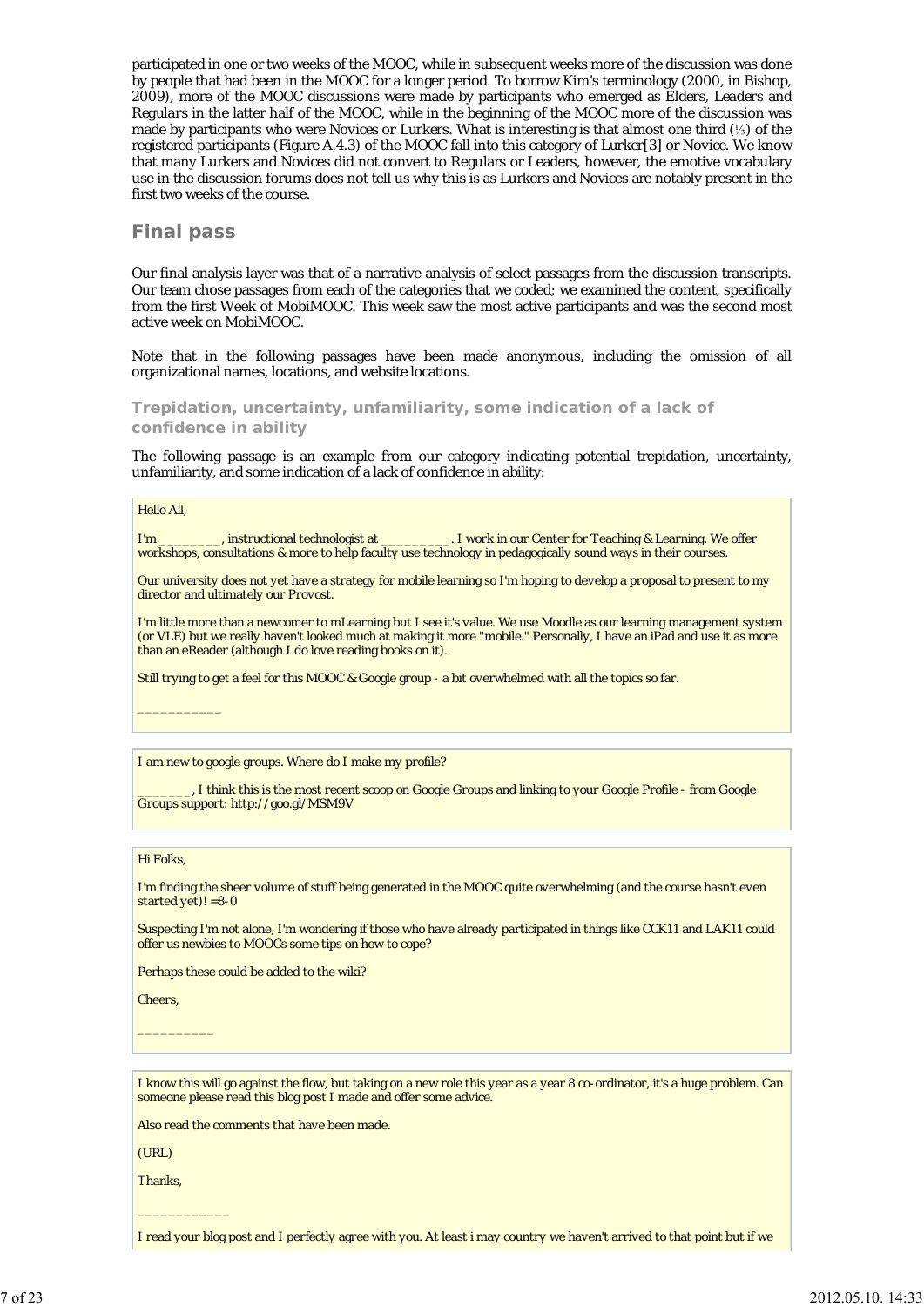participated in one or two weeks of the MOOC, while in subsequent weeks more of the discussion was done by people that had been in the MOOC for a longer period. To borrow Kim's terminology (2000, in Bishop, 2009), more of the MOOC discussions were made by participants who emerged as Elders, Leaders and Regulars in the latter half of the MOOC, while in the beginning of the MOOC more of the discussion was made by participants who were Novices or Lurkers. What is interesting is that almost one third (⅓) of the registered participants (Figure A.4.3) of the MOOC fall into this category of Lurker[3] or Novice. We know that many Lurkers and Novices did not convert to Regulars or Leaders, however, the emotive vocabulary use in the discussion forums does not tell us why this is as Lurkers and Novices are notably present in the first two weeks of the course.

## Final pass

Our final analysis layer was that of a narrative analysis of select passages from the discussion transcripts. Our team chose passages from each of the categories that we coded; we examined the content, specifically from the first Week of MobiMOOC. This week saw the most active participants and was the second most active week on MobiMOOC.

Note that in the following passages have been made anonymous, including the omission of all organizational names, locations, and website locations.

### Trepidation, uncertainty, unfamiliarity, some indication of a lack of confidence in ability

The following passage is an example from our category indicating potential trepidation, uncertainty, unfamiliarity, and some indication of a lack of confidence in ability:

> Hello All,
>
> I'm _________, instructional technologist at __________. I work in our Center for Teaching & Learning. We offer workshops, consultations & more to help faculty use technology in pedagogically sound ways in their courses.
>
> Our university does not yet have a strategy for mobile learning so I'm hoping to develop a proposal to present to my director and ultimately our Provost.
>
> I'm little more than a newcomer to mLearning but I see it's value. We use Moodle as our learning management system (or VLE) but we really haven't looked much at making it more "mobile." Personally, I have an iPad and use it as more than an eReader (although I do love reading books on it).
>
> Still trying to get a feel for this MOOC & Google group - a bit overwhelmed with all the topics so far.
>
> ___________

> I am new to google groups. Where do I make my profile?
>
> ________, I think this is the most recent scoop on Google Groups and linking to your Google Profile - from Google Groups support: http://goo.gl/MSM9V

> Hi Folks,
>
> I'm finding the sheer volume of stuff being generated in the MOOC quite overwhelming (and the course hasn't even started yet)! =8-0
>
> Suspecting I'm not alone, I'm wondering if those who have already participated in things like CCK11 and LAK11 could offer us newbies to MOOCs some tips on how to cope?
>
> Perhaps these could be added to the wiki?
>
> Cheers,
>
> __________

> I know this will go against the flow, but taking on a new role this year as a year 8 co-ordinator, it's a huge problem. Can someone please read this blog post I made and offer some advice.
>
> Also read the comments that have been made.
>
> (URL)
>
> Thanks,
>
> ____________
>
> I read your blog post and I perfectly agree with you. At least i may country we haven't arrived to that point but if we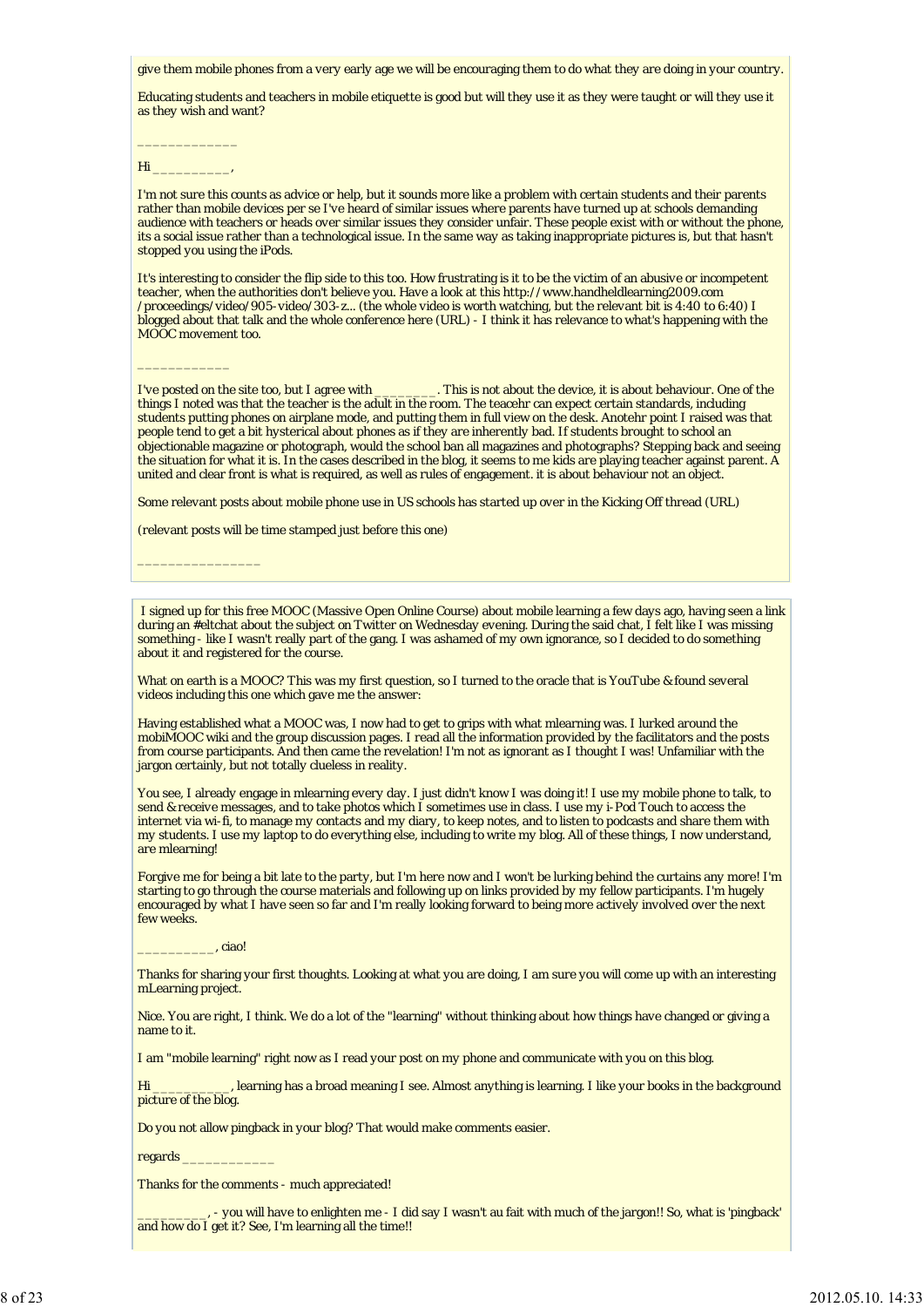give them mobile phones from a very early age we will be encouraging them to do what they are doing in your country.

Educating students and teachers in mobile etiquette is good but will they use it as they were taught or will they use it as they wish and want?

____________

Hi _________,

I'm not sure this counts as advice or help, but it sounds more like a problem with certain students and their parents rather than mobile devices per se I've heard of similar issues where parents have turned up at schools demanding audience with teachers or heads over similar issues they consider unfair. These people exist with or without the phone, its a social issue rather than a technological issue. In the same way as taking inappropriate pictures is, but that hasn't stopped you using the iPods.

It's interesting to consider the flip side to this too. How frustrating is it to be the victim of an abusive or incompetent teacher, when the authorities don't believe you. Have a look at this http://www.handheldlearning2009.com /proceedings/video/905-video/303-z... (the whole video is worth watching, but the relevant bit is 4:40 to 6:40) I blogged about that talk and the whole conference here (URL) - I think it has relevance to what's happening with the MOOC movement too.

___________

I've posted on the site too, but I agree with ________. This is not about the device, it is about behaviour. One of the things I noted was that the teacher is the adult in the room. The teacehr can expect certain standards, including students putting phones on airplane mode, and putting them in full view on the desk. Anotehr point I raised was that people tend to get a bit hysterical about phones as if they are inherently bad. If students brought to school an objectionable magazine or photograph, would the school ban all magazines and photographs? Stepping back and seeing the situation for what it is. In the cases described in the blog, it seems to me kids are playing teacher against parent. A united and clear front is what is required, as well as rules of engagement. it is about behaviour not an object.

Some relevant posts about mobile phone use in US schools has started up over in the Kicking Off thread (URL)

(relevant posts will be time stamped just before this one)

_______________

I signed up for this free MOOC (Massive Open Online Course) about mobile learning a few days ago, having seen a link during an #eltchat about the subject on Twitter on Wednesday evening. During the said chat, I felt like I was missing something - like I wasn't really part of the gang. I was ashamed of my own ignorance, so I decided to do something about it and registered for the course.

What on earth is a MOOC? This was my first question, so I turned to the oracle that is YouTube & found several videos including this one which gave me the answer:

Having established what a MOOC was, I now had to get to grips with what mlearning was. I lurked around the mobiMOOC wiki and the group discussion pages. I read all the information provided by the facilitators and the posts from course participants. And then came the revelation! I'm not as ignorant as I thought I was! Unfamiliar with the jargon certainly, but not totally clueless in reality.

You see, I already engage in mlearning every day. I just didn't know I was doing it! I use my mobile phone to talk, to send & receive messages, and to take photos which I sometimes use in class. I use my i-Pod Touch to access the internet via wi-fi, to manage my contacts and my diary, to keep notes, and to listen to podcasts and share them with my students. I use my laptop to do everything else, including to write my blog. All of these things, I now understand, are mlearning!

Forgive me for being a bit late to the party, but I'm here now and I won't be lurking behind the curtains any more! I'm starting to go through the course materials and following up on links provided by my fellow participants. I'm hugely encouraged by what I have seen so far and I'm really looking forward to being more actively involved over the next few weeks.

_________, ciao!

Thanks for sharing your first thoughts. Looking at what you are doing, I am sure you will come up with an interesting mLearning project.

Nice. You are right, I think. We do a lot of the "learning" without thinking about how things have changed or giving a name to it.

I am "mobile learning" right now as I read your post on my phone and communicate with you on this blog.

Hi __________, learning has a broad meaning I see. Almost anything is learning. I like your books in the background picture of the blog.

Do you not allow pingback in your blog? That would make comments easier.

regards ___________

Thanks for the comments - much appreciated!

_________, - you will have to enlighten me - I did say I wasn't au fait with much of the jargon!! So, what is 'pingback' and how do I get it? See, I'm learning all the time!!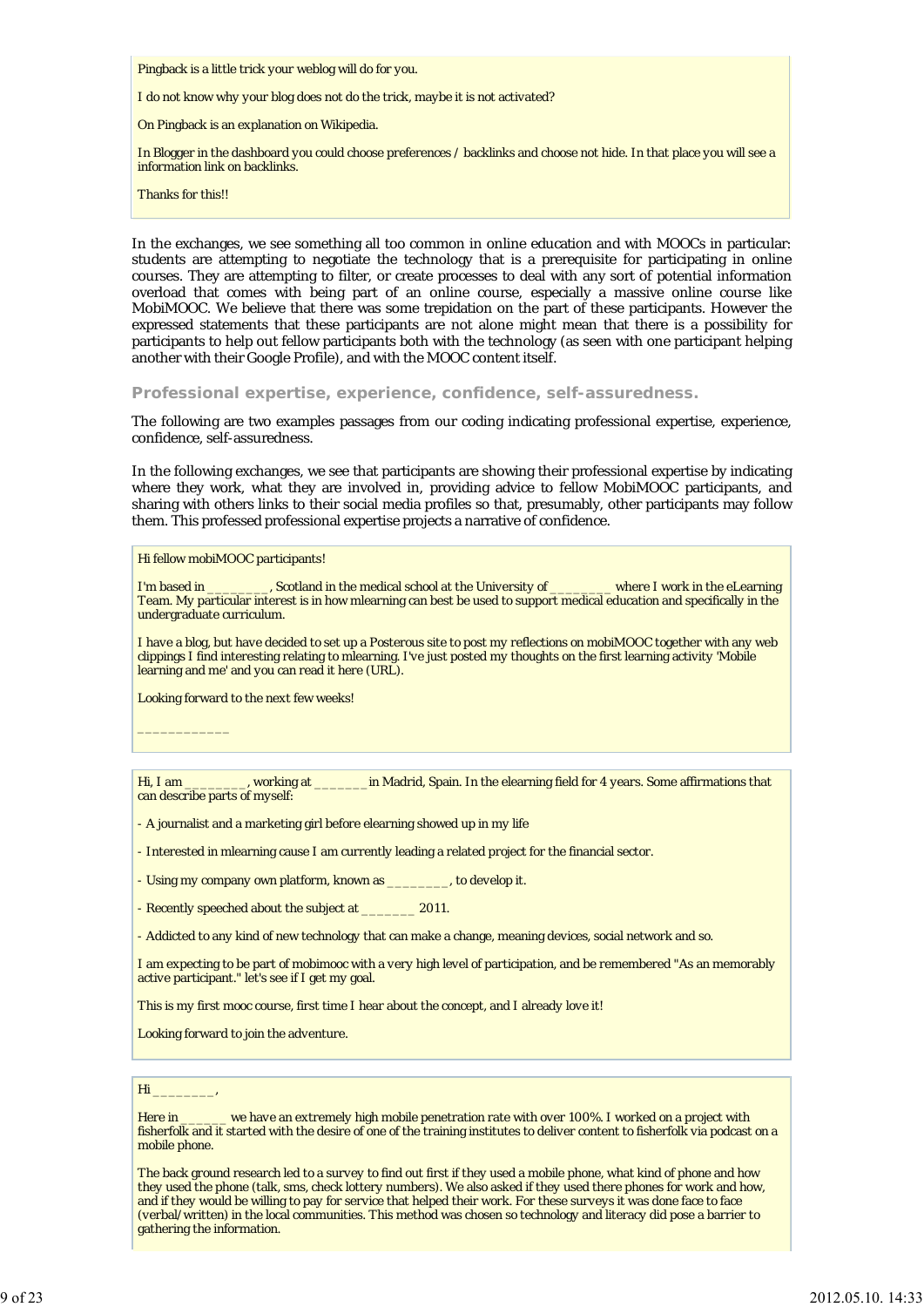> Pingback is a little trick your weblog will do for you.
>
> I do not know why your blog does not do the trick, maybe it is not activated?
>
> On Pingback is an explanation on Wikipedia.
>
> In Blogger in the dashboard you could choose preferences / backlinks and choose not hide. In that place you will see a information link on backlinks.
>
> Thanks for this!!

In the exchanges, we see something all too common in online education and with MOOCs in particular: students are attempting to negotiate the technology that is a prerequisite for participating in online courses. They are attempting to filter, or create processes to deal with any sort of potential information overload that comes with being part of an online course, especially a massive online course like MobiMOOC. We believe that there was some trepidation on the part of these participants. However the expressed statements that these participants are not alone might mean that there is a possibility for participants to help out fellow participants both with the technology (as seen with one participant helping another with their Google Profile), and with the MOOC content itself.

### Professional expertise, experience, confidence, self-assuredness.

The following are two examples passages from our coding indicating professional expertise, experience, confidence, self-assuredness.

In the following exchanges, we see that participants are showing their professional expertise by indicating where they work, what they are involved in, providing advice to fellow MobiMOOC participants, and sharing with others links to their social media profiles so that, presumably, other participants may follow them. This professed professional expertise projects a narrative of confidence.

> Hi fellow mobiMOOC participants!
>
> I'm based in ________, Scotland in the medical school at the University of ________ where I work in the eLearning Team. My particular interest is in how mlearning can best be used to support medical education and specifically in the undergraduate curriculum.
>
> I have a blog, but have decided to set up a Posterous site to post my reflections on mobiMOOC together with any web clippings I find interesting relating to mlearning. I've just posted my thoughts on the first learning activity 'Mobile learning and me' and you can read it here (URL).
>
> Looking forward to the next few weeks!
>
> ___________

> Hi, I am ________, working at _______ in Madrid, Spain. In the elearning field for 4 years. Some affirmations that can describe parts of myself:
>
> - A journalist and a marketing girl before elearning showed up in my life
>
> - Interested in mlearning cause I am currently leading a related project for the financial sector.
>
> - Using my company own platform, known as ________, to develop it.
>
> - Recently speeched about the subject at _______ 2011.
>
> - Addicted to any kind of new technology that can make a change, meaning devices, social network and so.
>
> I am expecting to be part of mobimooc with a very high level of participation, and be remembered "As an memorably active participant." let's see if I get my goal.
>
> This is my first mooc course, first time I hear about the concept, and I already love it!
>
> Looking forward to join the adventure.

> Hi ________,
>
> Here in ______ we have an extremely high mobile penetration rate with over 100%. I worked on a project with fisherfolk and it started with the desire of one of the training institutes to deliver content to fisherfolk via podcast on a mobile phone.
>
> The back ground research led to a survey to find out first if they used a mobile phone, what kind of phone and how they used the phone (talk, sms, check lottery numbers). We also asked if they used there phones for work and how, and if they would be willing to pay for service that helped their work. For these surveys it was done face to face (verbal/written) in the local communities. This method was chosen so technology and literacy did pose a barrier to gathering the information.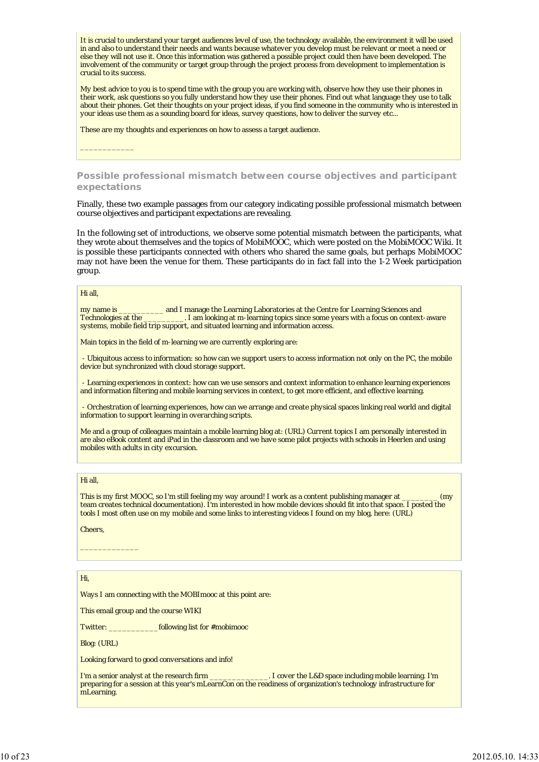It is crucial to understand your target audiences level of use, the technology available, the environment it will be used in and also to understand their needs and wants because whatever you develop must be relevant or meet a need or else they will not use it. Once this information was gathered a possible project could then have been developed. The involvement of the community or target group through the project process from development to implementation is crucial to its success.

My best advice to you is to spend time with the group you are working with, observe how they use their phones in their work, ask questions so you fully understand how they use their phones. Find out what language they use to talk about their phones. Get their thoughts on your project ideas, if you find someone in the community who is interested in your ideas use them as a sounding board for ideas, survey questions, how to deliver the survey etc...

These are my thoughts and experiences on how to assess a target audience.

___________

### Possible professional mismatch between course objectives and participant expectations

Finally, these two example passages from our category indicating possible professional mismatch between course objectives and participant expectations are revealing.

In the following set of introductions, we observe some potential mismatch between the participants, what they wrote about themselves and the topics of MobiMOOC, which were posted on the MobiMOOC Wiki. It is possible these participants connected with others who shared the same goals, but perhaps MobiMOOC may not have been the venue for them. These participants do in fact fall into the 1-2 Week participation group.

Hi all,

my name is __________ and I manage the Learning Laboratories at the Centre for Learning Sciences and Technologies at the _________. I am looking at m-learning topics since some years with a focus on context-aware systems, mobile field trip support, and situated learning and information access.

Main topics in the field of m-learning we are currently exploring are:

- Ubiquitous access to information: so how can we support users to access information not only on the PC, the mobile device but synchronized with cloud storage support.

- Learning experiences in context: how can we use sensors and context information to enhance learning experiences and information filtering and mobile learning services in context, to get more efficient, and effective learning.

- Orchestration of learning experiences, how can we arrange and create physical spaces linking real world and digital information to support learning in overarching scripts.

Me and a group of colleagues maintain a mobile learning blog at: (URL) Current topics I am personally interested in are also eBook content and iPad in the classroom and we have some pilot projects with schools in Heerlen and using mobiles with adults in city excursion.

Hi all,

This is my first MOOC, so I'm still feeling my way around! I work as a content publishing manager at ________ (my team creates technical documentation). I'm interested in how mobile devices should fit into that space. I posted the tools I most often use on my mobile and some links to interesting videos I found on my blog, here: (URL)

Cheers,

____________

Hi,

Ways I am connecting with the MOBImooc at this point are:

This email group and the course WIKI

Twitter: ___________following list for #mobimooc

Blog: (URL)

Looking forward to good conversations and info!

I'm a senior analyst at the research firm _____________. I cover the L&D space including mobile learning. I'm preparing for a session at this year's mLearnCon on the readiness of organization's technology infrastructure for mLearning.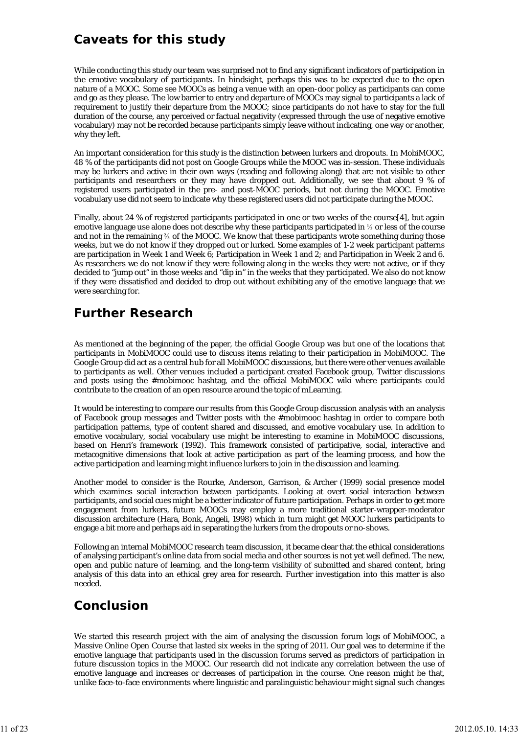## Caveats for this study

While conducting this study our team was surprised not to find any significant indicators of participation in the emotive vocabulary of participants. In hindsight, perhaps this was to be expected due to the open nature of a MOOC. Some see MOOCs as being a venue with an open-door policy as participants can come and go as they please. The low barrier to entry and departure of MOOCs may signal to participants a lack of requirement to justify their departure from the MOOC; since participants do not have to stay for the full duration of the course, any perceived or factual negativity (expressed through the use of negative emotive vocabulary) may not be recorded because participants simply leave without indicating, one way or another, why they left.

An important consideration for this study is the distinction between lurkers and dropouts. In MobiMOOC, 48 % of the participants did not post on Google Groups while the MOOC was in-session. These individuals may be lurkers and active in their own ways (reading and following along) that are not visible to other participants and researchers or they may have dropped out. Additionally, we see that about 9 % of registered users participated in the pre- and post-MOOC periods, but not during the MOOC. Emotive vocabulary use did not seem to indicate why these registered users did not participate during the MOOC.

Finally, about 24 % of registered participants participated in one or two weeks of the course[4], but again emotive language use alone does not describe why these participants participated in ⅓ or less of the course and not in the remaining ⅔ of the MOOC. We know that these participants wrote something during those weeks, but we do not know if they dropped out or lurked. Some examples of 1-2 week participant patterns are participation in Week 1 and Week 6; Participation in Week 1 and 2; and Participation in Week 2 and 6. As researchers we do not know if they were following along in the weeks they were not active, or if they decided to "jump out" in those weeks and "dip in" in the weeks that they participated. We also do not know if they were dissatisfied and decided to drop out without exhibiting any of the emotive language that we were searching for.

## Further Research

As mentioned at the beginning of the paper, the official Google Group was but one of the locations that participants in MobiMOOC could use to discuss items relating to their participation in MobiMOOC. The Google Group did act as a central hub for all MobiMOOC discussions, but there were other venues available to participants as well. Other venues included a participant created Facebook group, Twitter discussions and posts using the #mobimooc hashtag, and the official MobiMOOC wiki where participants could contribute to the creation of an open resource around the topic of mLearning.

It would be interesting to compare our results from this Google Group discussion analysis with an analysis of Facebook group messages and Twitter posts with the #mobimooc hashtag in order to compare both participation patterns, type of content shared and discussed, and emotive vocabulary use. In addition to emotive vocabulary, social vocabulary use might be interesting to examine in MobiMOOC discussions, based on Henri's framework (1992). This framework consisted of participative, social, interactive and metacognitive dimensions that look at active participation as part of the learning process, and how the active participation and learning might influence lurkers to join in the discussion and learning.

Another model to consider is the Rourke, Anderson, Garrison, & Archer (1999) social presence model which examines social interaction between participants. Looking at overt social interaction between participants, and social cues might be a better indicator of future participation. Perhaps in order to get more engagement from lurkers, future MOOCs may employ a more traditional starter-wrapper-moderator discussion architecture (Hara, Bonk, Angeli, 1998) which in turn might get MOOC lurkers participants to engage a bit more and perhaps aid in separating the lurkers from the dropouts or no-shows.

Following an internal MobiMOOC research team discussion, it became clear that the ethical considerations of analysing participant's online data from social media and other sources is not yet well defined. The new, open and public nature of learning, and the long-term visibility of submitted and shared content, bring analysis of this data into an ethical grey area for research. Further investigation into this matter is also needed.

## Conclusion

We started this research project with the aim of analysing the discussion forum logs of MobiMOOC, a Massive Online Open Course that lasted six weeks in the spring of 2011. Our goal was to determine if the emotive language that participants used in the discussion forums served as predictors of participation in future discussion topics in the MOOC. Our research did not indicate any correlation between the use of emotive language and increases or decreases of participation in the course. One reason might be that, unlike face-to-face environments where linguistic and paralinguistic behaviour might signal such changes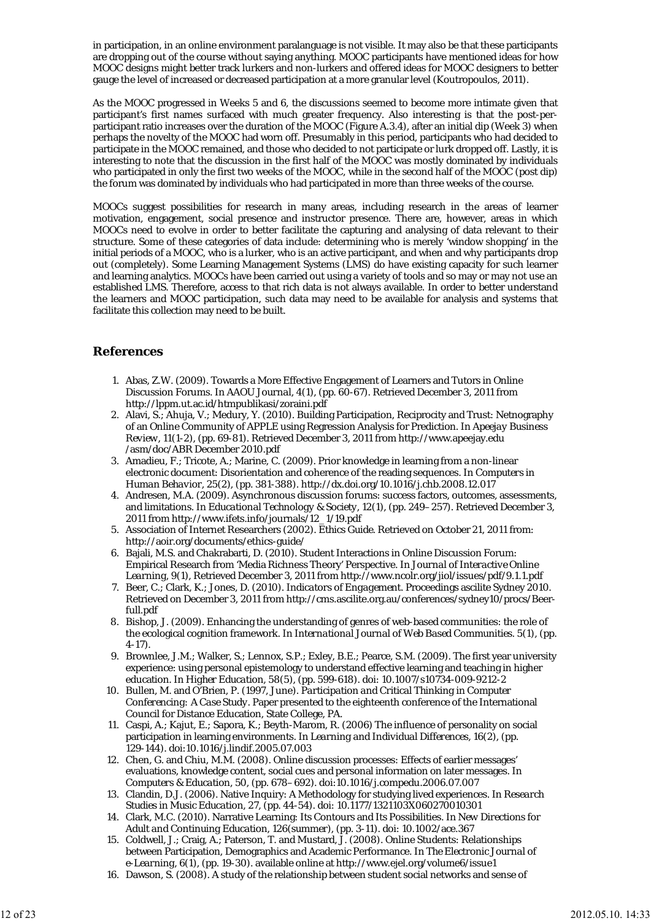in participation, in an online environment paralanguage is not visible. It may also be that these participants are dropping out of the course without saying anything. MOOC participants have mentioned ideas for how MOOC designs might better track lurkers and non-lurkers and offered ideas for MOOC designers to better gauge the level of increased or decreased participation at a more granular level (Koutropoulos, 2011).

As the MOOC progressed in Weeks 5 and 6, the discussions seemed to become more intimate given that participant's first names surfaced with much greater frequency. Also interesting is that the post-per-participant ratio increases over the duration of the MOOC (Figure A.3.4), after an initial dip (Week 3) when perhaps the novelty of the MOOC had worn off. Presumably in this period, participants who had decided to participate in the MOOC remained, and those who decided to not participate or lurk dropped off. Lastly, it is interesting to note that the discussion in the first half of the MOOC was mostly dominated by individuals who participated in only the first two weeks of the MOOC, while in the second half of the MOOC (post dip) the forum was dominated by individuals who had participated in more than three weeks of the course.

MOOCs suggest possibilities for research in many areas, including research in the areas of learner motivation, engagement, social presence and instructor presence. There are, however, areas in which MOOCs need to evolve in order to better facilitate the capturing and analysing of data relevant to their structure. Some of these categories of data include: determining who is merely 'window shopping' in the initial periods of a MOOC, who is a lurker, who is an active participant, and when and why participants drop out (completely). Some Learning Management Systems (LMS) do have existing capacity for such learner and learning analytics. MOOCs have been carried out using a variety of tools and so may or may not use an established LMS. Therefore, access to that rich data is not always available. In order to better understand the learners and MOOC participation, such data may need to be available for analysis and systems that facilitate this collection may need to be built.

## References

1. Abas, Z.W. (2009). Towards a More Effective Engagement of Learners and Tutors in Online Discussion Forums. In *AAOU Journal*, 4(1), (pp. 60-67). Retrieved December 3, 2011 from http://lppm.ut.ac.id/htmpublikasi/zoraini.pdf
2. Alavi, S.; Ahuja, V.; Medury, Y. (2010). Building Participation, Reciprocity and Trust: Netnography of an Online Community of APPLE using Regression Analysis for Prediction. In *Apeejay Business Review*, 11(1-2), (pp. 69-81). Retrieved December 3, 2011 from http://www.apeejay.edu/asm/doc/ABR December 2010.pdf
3. Amadieu, F.; Tricote, A.; Marine, C. (2009). Prior knowledge in learning from a non-linear electronic document: Disorientation and coherence of the reading sequences. In *Computers in Human Behavior*, 25(2), (pp. 381-388). http://dx.doi.org/10.1016/j.chb.2008.12.017
4. Andresen, M.A. (2009). Asynchronous discussion forums: success factors, outcomes, assessments, and limitations. In *Educational Technology & Society*, 12(1), (pp. 249–257). Retrieved December 3, 2011 from http://www.ifets.info/journals/12_1/19.pdf
5. Association of Internet Researchers (2002). Ethics Guide. Retrieved on October 21, 2011 from: http://aoir.org/documents/ethics-guide/
6. Bajali, M.S. and Chakrabarti, D. (2010). Student Interactions in Online Discussion Forum: Empirical Research from 'Media Richness Theory' Perspective. In *Journal of Interactive Online Learning*, 9(1), Retrieved December 3, 2011 from http://www.ncolr.org/jiol/issues/pdf/9.1.1.pdf
7. Beer, C.; Clark, K.; Jones, D. (2010). *Indicators of Engagement*. Proceedings ascilite Sydney 2010. Retrieved on December 3, 2011 from http://cms.ascilite.org.au/conferences/sydney10/procs/Beer-full.pdf
8. Bishop, J. (2009). Enhancing the understanding of genres of web-based communities: the role of the ecological cognition framework. In *International Journal of Web Based Communities*. 5(1), (pp. 4-17).
9. Brownlee, J.M.; Walker, S.; Lennox, S.P.; Exley, B.E.; Pearce, S.M. (2009). The first year university experience: using personal epistemology to understand effective learning and teaching in higher education. In *Higher Education*, 58(5), (pp. 599-618). doi: 10.1007/s10734-009-9212-2
10. Bullen, M. and O'Brien, P. (1997, June). *Participation and Critical Thinking in Computer Conferencing: A Case Study*. Paper presented to the eighteenth conference of the International Council for Distance Education, State College, PA.
11. Caspi, A.; Kajut, E.; Sapora, K.; Beyth-Marom, R. (2006) The influence of personality on social participation in learning environments. In *Learning and Individual Differences*, 16(2), (pp. 129-144). doi:10.1016/j.lindif.2005.07.003
12. Chen, G. and Chiu, M.M. (2008). Online discussion processes: Effects of earlier messages' evaluations, knowledge content, social cues and personal information on later messages. In *Computers & Education*, 50, (pp. 678–692). doi:10.1016/j.compedu.2006.07.007
13. Clandin, D.J. (2006). Native Inquiry: A Methodology for studying lived experiences. In *Research Studies in Music Education*, 27, (pp. 44-54). doi: 10.1177/1321103X060270010301
14. Clark, M.C. (2010). Narrative Learning: Its Contours and Its Possibilities. In *New Directions for Adult and Continuing Education*, 126(summer), (pp. 3-11). doi: 10.1002/ace.367
15. Coldwell, J.; Craig, A.; Paterson, T. and Mustard, J. (2008). Online Students: Relationships between Participation, Demographics and Academic Performance. In *The Electronic Journal of e-Learning*, 6(1), (pp. 19-30). available online at http://www.ejel.org/volume6/issue1
16. Dawson, S. (2008). A study of the relationship between student social networks and sense of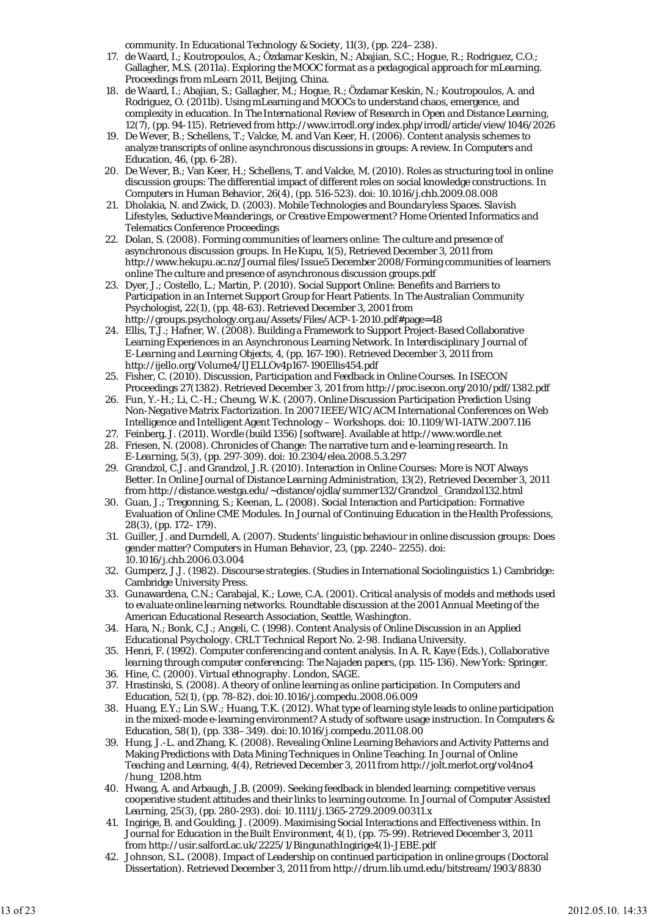community. In *Educational Technology & Society*, 11(3), (pp. 224–238).

17. de Waard, I.; Koutropoulos, A.; Özdamar Keskin, N.; Abajian, S.C.; Hogue, R.; Rodriguez, C.O.; Gallagher, M.S. (2011a). *Exploring the MOOC format as a pedagogical approach for mLearning*. Proceedings from mLearn 2011, Beijing, China.
18. de Waard, I.; Abajian, S.; Gallagher, M.; Hogue, R.; Özdamar Keskin, N.; Koutropoulos, A. and Rodriguez, O. (2011b). Using mLearning and MOOCs to understand chaos, emergence, and complexity in education. In *The International Review of Research in Open and Distance Learning*, 12(7), (pp. 94-115). Retrieved from http://www.irrodl.org/index.php/irrodl/article/view/1046/2026
19. De Wever, B.; Schellens, T.; Valcke, M. and Van Keer, H. (2006). Content analysis schemes to analyze transcripts of online asynchronous discussions in groups: A review. In *Computers and Education*, 46, (pp. 6-28).
20. De Wever, B.; Van Keer, H.; Schellens, T. and Valcke, M. (2010). Roles as structuring tool in online discussion groups: The differential impact of different roles on social knowledge constructions. In *Computers in Human Behavior*, 26(4), (pp. 516-523). doi: 10.1016/j.chb.2009.08.008
21. Dholakia, N. and Zwick, D. (2003). *Mobile Technologies and Boundaryless Spaces. Slavish Lifestyles, Seductive Meanderings, or Creative Empowerment?* Home Oriented Informatics and Telematics Conference Proceedings
22. Dolan, S. (2008). Forming communities of learners online: The culture and presence of asynchronous discussion groups. In *He Kupu*, 1(5), Retrieved December 3, 2011 from http://www.hekupu.ac.nz/Journal files/Issue5 December 2008/Forming communities of learners online The culture and presence of asynchronous discussion groups.pdf
23. Dyer, J.; Costello, L.; Martin, P. (2010). Social Support Online: Benefits and Barriers to Participation in an Internet Support Group for Heart Patients. In *The Australian Community Psychologist*, 22(1), (pp. 48-63). Retrieved December 3, 2001 from http://groups.psychology.org.au/Assets/Files/ACP-1-2010.pdf#page=48
24. Ellis, T.J.; Hafner, W. (2008). Building a Framework to Support Project-Based Collaborative Learning Experiences in an Asynchronous Learning Network. In *Interdisciplinary Journal of E-Learning and Learning Objects*, 4, (pp. 167-190). Retrieved December 3, 2011 from http://ijello.org/Volume4/IJELLOv4p167-190Ellis454.pdf
25. Fisher, C. (2010). *Discussion, Participation and Feedback in Online Courses*. In ISECON Proceedings 27(1382). Retrieved December 3, 201 from http://proc.isecon.org/2010/pdf/1382.pdf
26. Fun, Y.-H.; Li, C.-H.; Cheung, W.K. (2007). *Online Discussion Participation Prediction Using Non-Negative Matrix Factorization*. In 2007 IEEE/WIC/ACM International Conferences on Web Intelligence and Intelligent Agent Technology – Workshops. doi: 10.1109/WI-IATW.2007.116
27. Feinberg, J. (2011). Wordle (build 1356) [software]. Available at http://www.wordle.net
28. Friesen, N. (2008). Chronicles of Change: The narrative turn and e-learning research. In *E-Learning*, 5(3), (pp. 297-309). doi: 10.2304/elea.2008.5.3.297
29. Grandzol, C.J. and Grandzol, J.R. (2010). Interaction in Online Courses: More is NOT Always Better. In *Online Journal of Distance Learning Administration*, 13(2), Retrieved December 3, 2011 from http://distance.westga.edu/~distance/ojdla/summer132/Grandzol_Grandzol132.html
30. Guan, J.; Tregonning, S.; Keenan, L. (2008). Social Interaction and Participation: Formative Evaluation of Online CME Modules. In *Journal of Continuing Education in the Health Professions*, 28(3), (pp. 172–179).
31. Guiller, J. and Durndell, A. (2007). Students' linguistic behaviour in online discussion groups: Does gender matter? *Computers in Human Behavior*, 23, (pp. 2240–2255). doi: 10.1016/j.chb.2006.03.004
32. Gumperz, J.J. (1982). *Discourse strategies*. (Studies in International Sociolinguistics 1.) Cambridge: Cambridge University Press.
33. Gunawardena, C.N.; Carabajal, K.; Lowe, C.A. (2001). *Critical analysis of models and methods used to evaluate online learning networks*. Roundtable discussion at the 2001 Annual Meeting of the American Educational Research Association, Seattle, Washington.
34. Hara, N.; Bonk, C.J.; Angeli, C. (1998). *Content Analysis of Online Discussion in an Applied Educational Psychology*. CRLT Technical Report No. 2-98. Indiana University.
35. Henri, F. (1992). Computer conferencing and content analysis. In A. R. Kaye (Eds.), *Collaborative learning through computer conferencing: The Najaden papers*, (pp. 115-136). New York: Springer.
36. Hine, C. (2000). *Virtual ethnography*. London, SAGE.
37. Hrastinski, S. (2008). A theory of online learning as online participation. In *Computers and Education*, 52(1), (pp. 78-82). doi:10.1016/j.compedu.2008.06.009
38. Huang, E.Y.; Lin S.W.; Huang, T.K. (2012). What type of learning style leads to online participation in the mixed-mode e-learning environment? A study of software usage instruction. In *Computers & Education*, 58(1), (pp. 338–349). doi:10.1016/j.compedu.2011.08.00
39. Hung, J.-L. and Zhang, K. (2008). Revealing Online Learning Behaviors and Activity Patterns and Making Predictions with Data Mining Techniques in Online Teaching. In *Journal of Online Teaching and Learning*, 4(4), Retrieved December 3, 2011 from http://jolt.merlot.org/vol4no4/hung_1208.htm
40. Hwang, A. and Arbaugh, J.B. (2009). Seeking feedback in blended learning: competitive versus cooperative student attitudes and their links to learning outcome. In *Journal of Computer Assisted Learning*, 25(3), (pp. 280-293). doi: 10.1111/j.1365-2729.2009.00311.x
41. Ingirige, B. and Goulding, J. (2009). Maximising Social Interactions and Effectiveness within. In *Journal for Education in the Built Environment*, 4(1), (pp. 75-99). Retrieved December 3, 2011 from http://usir.salford.ac.uk/2225/1/BingunathIngirige4(1)-JEBE.pdf
42. Johnson, S.L. (2008). *Impact of Leadership on continued participation in online groups* (Doctoral Dissertation). Retrieved December 3, 2011 from http://drum.lib.umd.edu/bitstream/1903/8830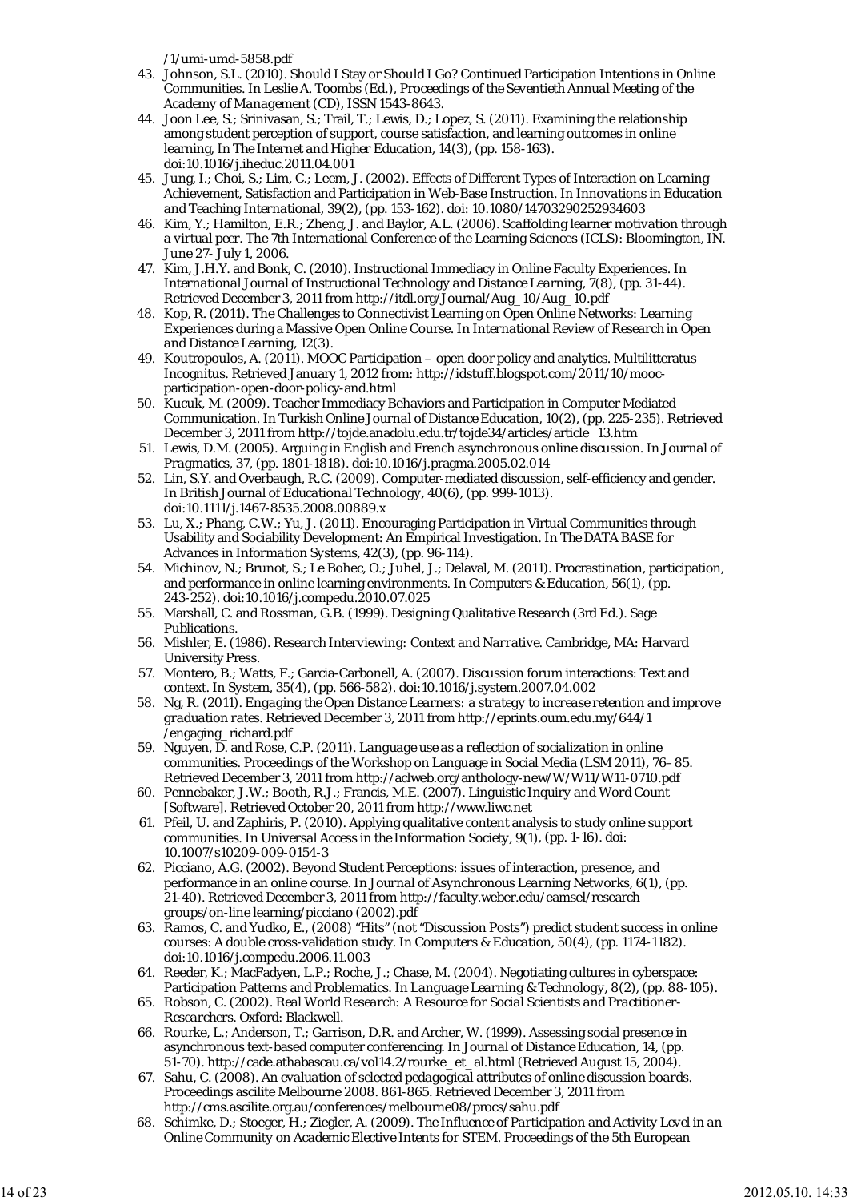/1/umi-umd-5858.pdf

43. Johnson, S.L. (2010). Should I Stay or Should I Go? Continued Participation Intentions in Online Communities. In Leslie A. Toombs (Ed.), *Proceedings of the Seventieth Annual Meeting of the Academy of Management* (CD), ISSN 1543-8643.
44. Joon Lee, S.; Srinivasan, S.; Trail, T.; Lewis, D.; Lopez, S. (2011). Examining the relationship among student perception of support, course satisfaction, and learning outcomes in online learning, In *The Internet and Higher Education*, 14(3), (pp. 158-163). doi:10.1016/j.iheduc.2011.04.001
45. Jung, I.; Choi, S.; Lim, C.; Leem, J. (2002). Effects of Different Types of Interaction on Learning Achievement, Satisfaction and Participation in Web-Base Instruction. In *Innovations in Education and Teaching International*, 39(2), (pp. 153-162). doi: 10.1080/14703290252934603
46. Kim, Y.; Hamilton, E.R.; Zheng, J. and Baylor, A.L. (2006). *Scaffolding learner motivation through a virtual peer*. The 7th International Conference of the Learning Sciences (ICLS): Bloomington, IN. June 27- July 1, 2006.
47. Kim, J.H.Y. and Bonk, C. (2010). Instructional Immediacy in Online Faculty Experiences. In *International Journal of Instructional Technology and Distance Learning*, 7(8), (pp. 31-44). Retrieved December 3, 2011 from http://itdl.org/Journal/Aug_10/Aug_10.pdf
48. Kop, R. (2011). The Challenges to Connectivist Learning on Open Online Networks: Learning Experiences during a Massive Open Online Course. In *International Review of Research in Open and Distance Learning*, 12(3).
49. Koutropoulos, A. (2011). MOOC Participation – open door policy and analytics. Multilitteratus Incognitus. Retrieved January 1, 2012 from: http://idstuff.blogspot.com/2011/10/mooc-participation-open-door-policy-and.html
50. Kucuk, M. (2009). Teacher Immediacy Behaviors and Participation in Computer Mediated Communication. In *Turkish Online Journal of Distance Education*, 10(2), (pp. 225-235). Retrieved December 3, 2011 from http://tojde.anadolu.edu.tr/tojde34/articles/article_13.htm
51. Lewis, D.M. (2005). Arguing in English and French asynchronous online discussion. In *Journal of Pragmatics*, 37, (pp. 1801-1818). doi:10.1016/j.pragma.2005.02.014
52. Lin, S.Y. and Overbaugh, R.C. (2009). Computer-mediated discussion, self-efficiency and gender. In *British Journal of Educational Technology*, 40(6), (pp. 999-1013). doi:10.1111/j.1467-8535.2008.00889.x
53. Lu, X.; Phang, C.W.; Yu, J. (2011). Encouraging Participation in Virtual Communities through Usability and Sociability Development: An Empirical Investigation. In *The DATA BASE for Advances in Information Systems*, 42(3), (pp. 96-114).
54. Michinov, N.; Brunot, S.; Le Bohec, O.; Juhel, J.; Delaval, M. (2011). Procrastination, participation, and performance in online learning environments. In *Computers & Education*, 56(1), (pp. 243-252). doi:10.1016/j.compedu.2010.07.025
55. Marshall, C. and Rossman, G.B. (1999). *Designing Qualitative Research* (3rd Ed.). Sage Publications.
56. Mishler, E. (1986). *Research Interviewing: Context and Narrative*. Cambridge, MA: Harvard University Press.
57. Montero, B.; Watts, F.; Garcia-Carbonell, A. (2007). Discussion forum interactions: Text and context. In *System*, 35(4), (pp. 566-582). doi:10.1016/j.system.2007.04.002
58. Ng, R. (2011). *Engaging the Open Distance Learners: a strategy to increase retention and improve graduation rates*. Retrieved December 3, 2011 from http://eprints.oum.edu.my/644/1/engaging_richard.pdf
59. Nguyen, D. and Rose, C.P. (2011). *Language use as a reflection of socialization in online communities*. Proceedings of the Workshop on Language in Social Media (LSM 2011), 76–85. Retrieved December 3, 2011 from http://aclweb.org/anthology-new/W/W11/W11-0710.pdf
60. Pennebaker, J.W.; Booth, R.J.; Francis, M.E. (2007). *Linguistic Inquiry and Word Count* [Software]. Retrieved October 20, 2011 from http://www.liwc.net
61. Pfeil, U. and Zaphiris, P. (2010). Applying qualitative content analysis to study online support communities. In *Universal Access in the Information Society*, 9(1), (pp. 1-16). doi: 10.1007/s10209-009-0154-3
62. Picciano, A.G. (2002). Beyond Student Perceptions: issues of interaction, presence, and performance in an online course. In *Journal of Asynchronous Learning Networks*, 6(1), (pp. 21-40). Retrieved December 3, 2011 from http://faculty.weber.edu/eamsel/research groups/on-line learning/picciano (2002).pdf
63. Ramos, C. and Yudko, E., (2008) "Hits" (not "Discussion Posts") predict student success in online courses: A double cross-validation study. In *Computers & Education*, 50(4), (pp. 1174-1182). doi:10.1016/j.compedu.2006.11.003
64. Reeder, K.; MacFadyen, L.P.; Roche, J.; Chase, M. (2004). Negotiating cultures in cyberspace: Participation Patterns and Problematics. In *Language Learning & Technology*, 8(2), (pp. 88-105).
65. Robson, C. (2002). *Real World Research: A Resource for Social Scientists and Practitioner-Researchers*. Oxford: Blackwell.
66. Rourke, L.; Anderson, T.; Garrison, D.R. and Archer, W. (1999). Assessing social presence in asynchronous text-based computer conferencing. In *Journal of Distance Education*, 14, (pp. 51-70). http://cade.athabascau.ca/vol14.2/rourke_et_al.html (Retrieved August 15, 2004).
67. Sahu, C. (2008). *An evaluation of selected pedagogical attributes of online discussion boards*. Proceedings ascilite Melbourne 2008. 861-865. Retrieved December 3, 2011 from http://cms.ascilite.org.au/conferences/melbourne08/procs/sahu.pdf
68. Schimke, D.; Stoeger, H.; Ziegler, A. (2009). *The Influence of Participation and Activity Level in an Online Community on Academic Elective Intents for STEM*. Proceedings of the 5th European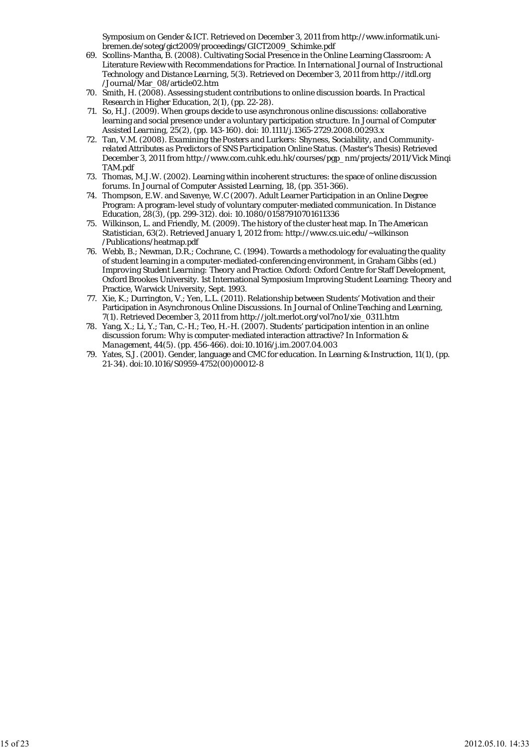Symposium on Gender & ICT. Retrieved on December 3, 2011 from http://www.informatik.uni-bremen.de/soteg/gict2009/proceedings/GICT2009_Schimke.pdf

69. Scollins-Mantha, B. (2008). Cultivating Social Presence in the Online Learning Classroom: A Literature Review with Recommendations for Practice. In *International Journal of Instructional Technology and Distance Learning*, 5(3). Retrieved on December 3, 2011 from http://itdl.org /Journal/Mar_08/article02.htm
70. Smith, H. (2008). Assessing student contributions to online discussion boards. In *Practical Research in Higher Education*, 2(1), (pp. 22-28).
71. So, H.J. (2009). When groups decide to use asynchronous online discussions: collaborative learning and social presence under a voluntary participation structure. In *Journal of Computer Assisted Learning*, 25(2), (pp. 143-160). doi: 10.1111/j.1365-2729.2008.00293.x
72. Tan, V.M. (2008). *Examining the Posters and Lurkers: Shyness, Sociability, and Community-related Attributes as Predictors of SNS Participation Online Status*. (Master's Thesis) Retrieved December 3, 2011 from http://www.com.cuhk.edu.hk/courses/pgp_nm/projects/2011/Vick Minqi TAM.pdf
73. Thomas, M.J.W. (2002). Learning within incoherent structures: the space of online discussion forums. In *Journal of Computer Assisted Learning*, 18, (pp. 351-366).
74. Thompson, E.W. and Savenye, W.C (2007). Adult Learner Participation in an Online Degree Program: A program-level study of voluntary computer-mediated communication. In *Distance Education*, 28(3), (pp. 299-312). doi: 10.1080/01587910701611336
75. Wilkinson, L. and Friendly, M. (2009). The history of the cluster heat map. In *The American Statistician*, 63(2). Retrieved January 1, 2012 from: http://www.cs.uic.edu/~wilkinson /Publications/heatmap.pdf
76. Webb, B.; Newman, D.R.; Cochrane, C. (1994). Towards a methodology for evaluating the quality of student learning in a computer-mediated-conferencing environment, in Graham Gibbs (ed.) *Improving Student Learning: Theory and Practice*. Oxford: Oxford Centre for Staff Development, Oxford Brookes University. 1st International Symposium Improving Student Learning: Theory and Practice, Warwick University, Sept. 1993.
77. Xie, K.; Durrington, V.; Yen, L.L. (2011). Relationship between Students' Motivation and their Participation in Asynchronous Online Discussions. In *Journal of Online Teaching and Learning*, 7(1). Retrieved December 3, 2011 from http://jolt.merlot.org/vol7no1/xie_0311.htm
78. Yang, X.; Li, Y.; Tan, C.-H.; Teo, H.-H. (2007). Students' participation intention in an online discussion forum: Why is computer-mediated interaction attractive? In *Information & Management*, 44(5). (pp. 456-466). doi:10.1016/j.im.2007.04.003
79. Yates, S.J. (2001). Gender, language and CMC for education. In *Learning & Instruction*, 11(1), (pp. 21-34). doi:10.1016/S0959-4752(00)00012-8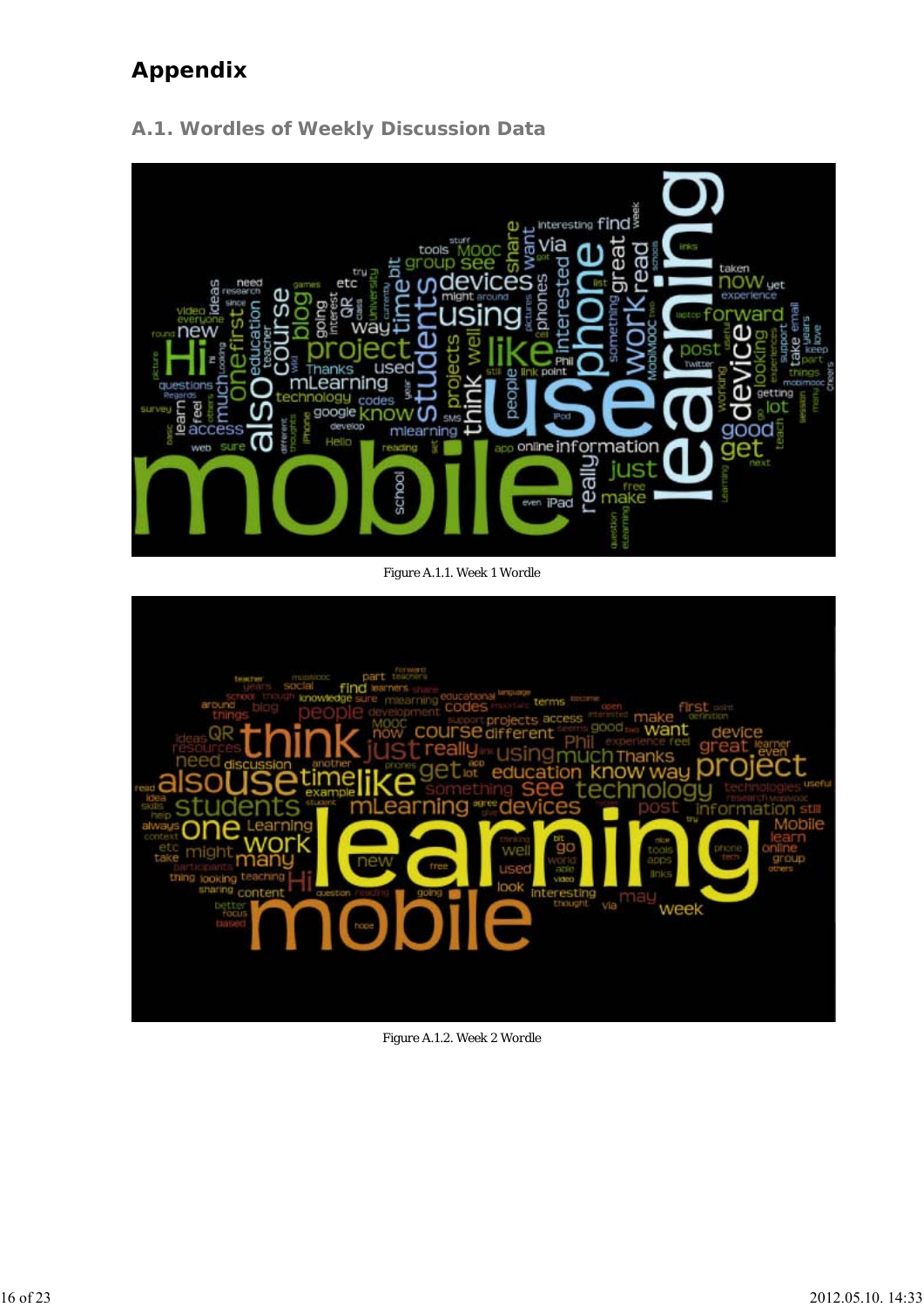# Appendix

## A.1. Wordles of Weekly Discussion Data

Figure A.1.1. Week 1 Wordle

Figure A.1.2. Week 2 Wordle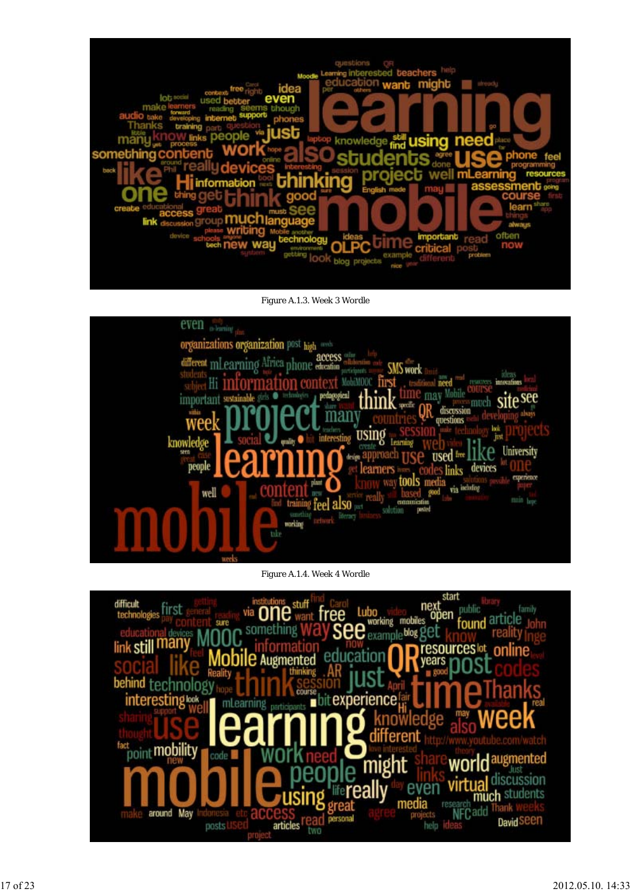Figure A.1.3. Week 3 Wordle

Figure A.1.4. Week 4 Wordle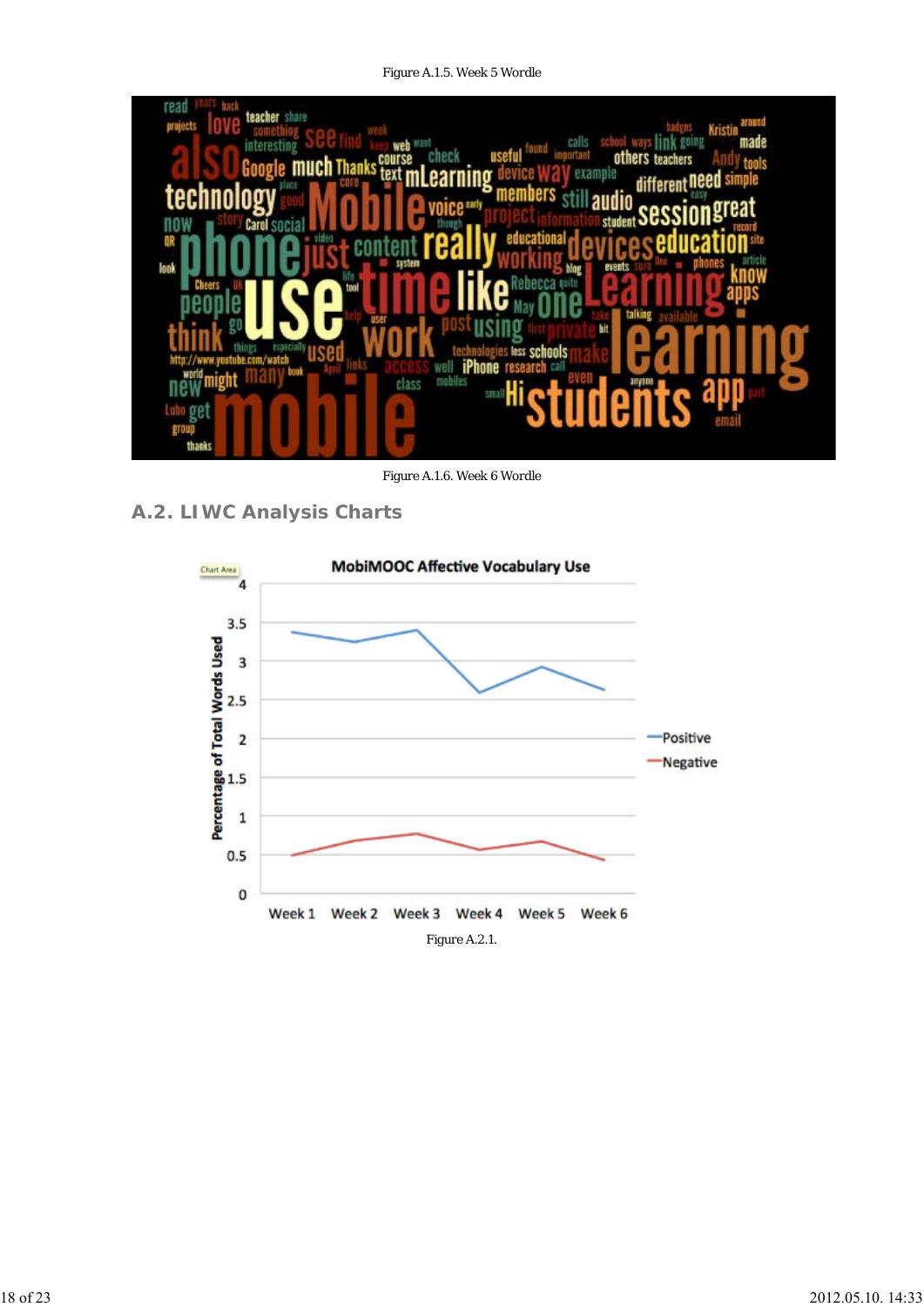Figure A.1.5. Week 5 Wordle

Figure A.1.6. Week 6 Wordle

## A.2. LIWC Analysis Charts

Figure A.2.1.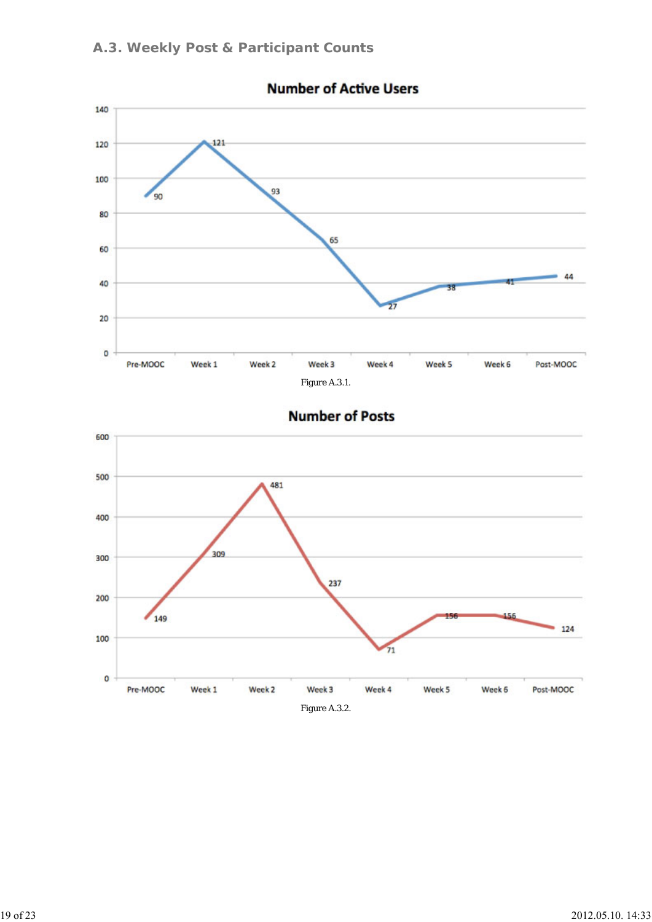### A.3. Weekly Post & Participant Counts

**Number of Active Users**

| | Pre-MOOC | Week 1 | Week 2 | Week 3 | Week 4 | Week 5 | Week 6 | Post-MOOC |
|---|---|---|---|---|---|---|---|---|
| Active Users | 90 | 121 | 93 | 65 | 27 | 38 | 41 | 44 |

Figure A.3.1.

**Number of Posts**

| | Pre-MOOC | Week 1 | Week 2 | Week 3 | Week 4 | Week 5 | Week 6 | Post-MOOC |
|---|---|---|---|---|---|---|---|---|
| Posts | 149 | 309 | 481 | 237 | 71 | 156 | 156 | 124 |

Figure A.3.2.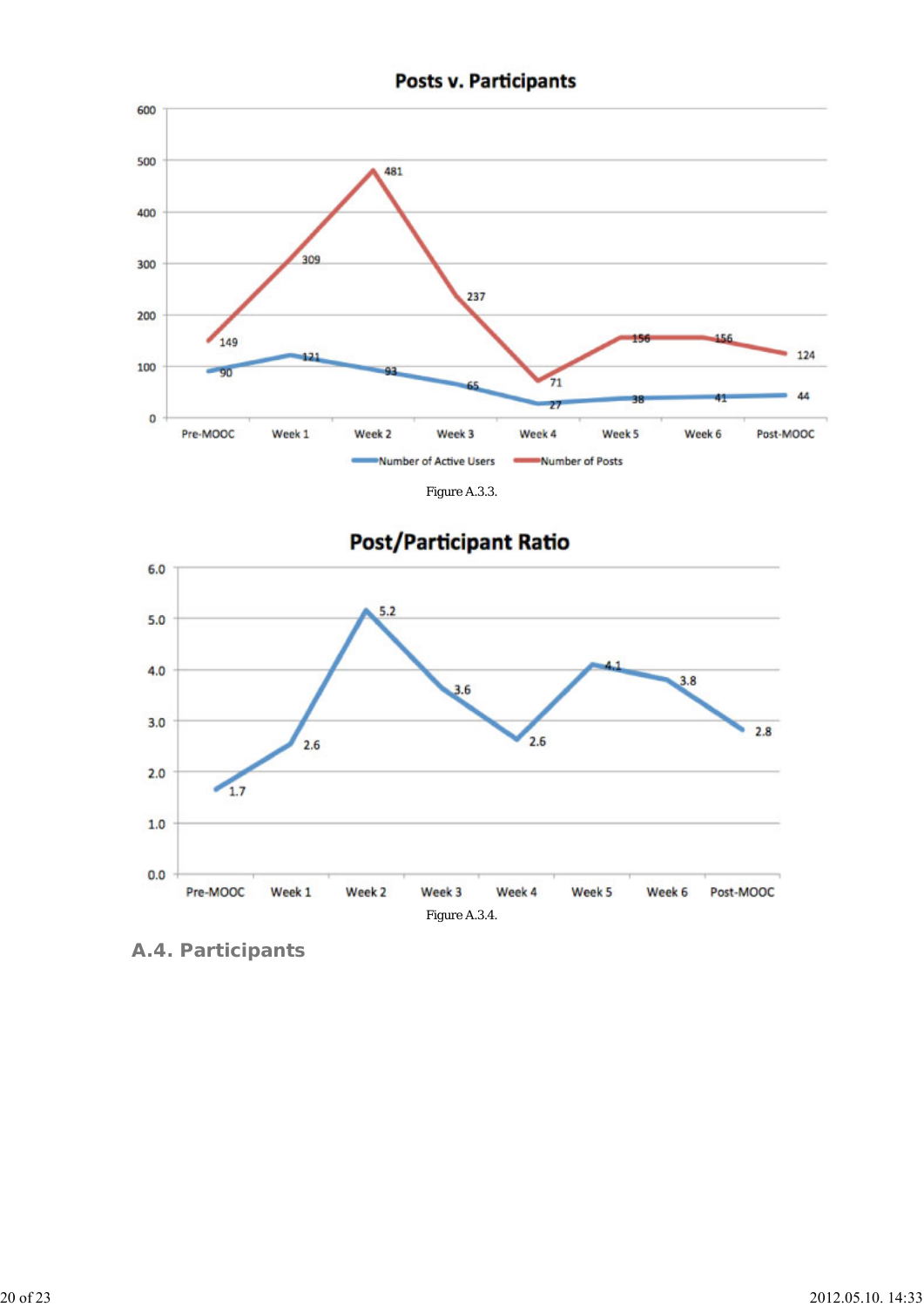Figure A.3.3.

Figure A.3.4.

## A.4. Participants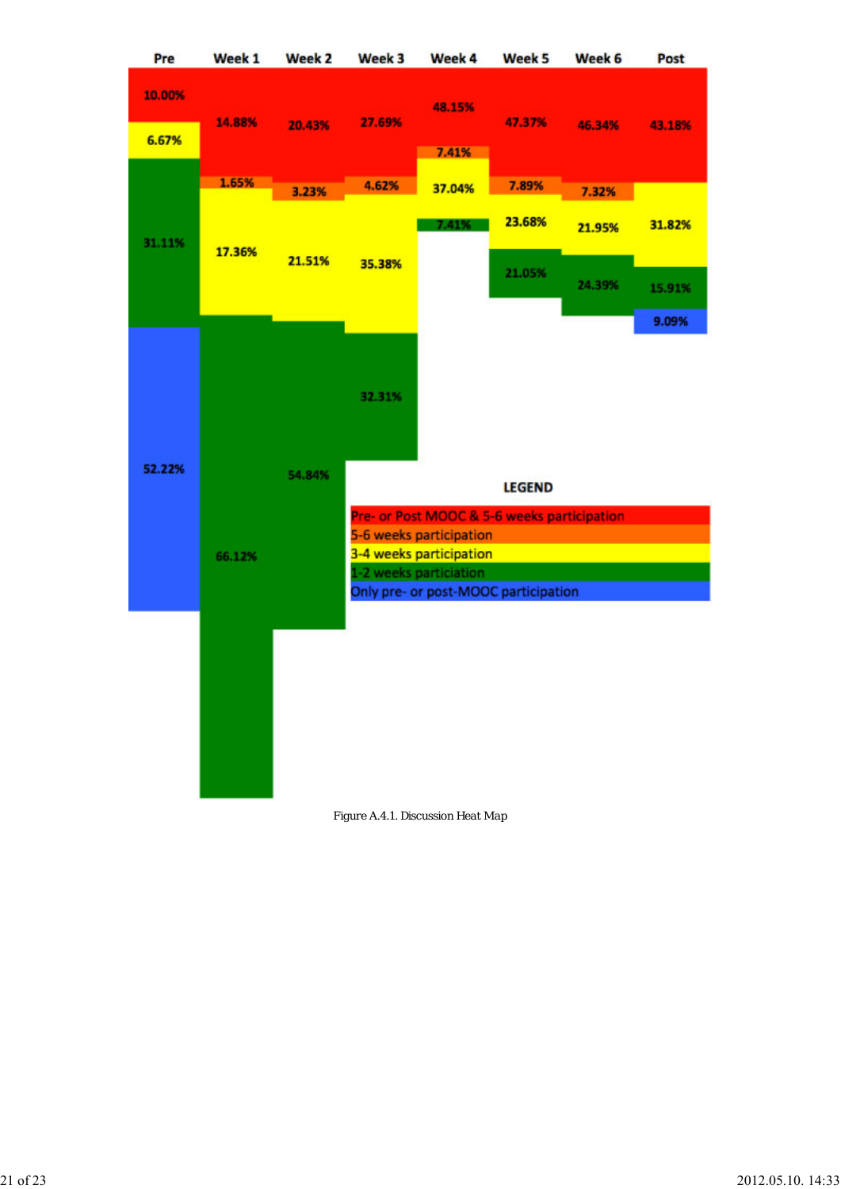| Participation | Pre | Week 1 | Week 2 | Week 3 | Week 4 | Week 5 | Week 6 | Post |
| --- | --- | --- | --- | --- | --- | --- | --- | --- |
| Pre- or Post MOOC & 5-6 weeks participation | 10.00% | 14.88% | 20.43% | 27.69% | 48.15% | 47.37% | 46.34% | 43.18% |
| 5-6 weeks participation | | 1.65% | 3.23% | 4.62% | 7.41% | 7.89% | 7.32% | |
| 3-4 weeks participation | 6.67% | 17.36% | 21.51% | 35.38% | 37.04% | 23.68% | 21.95% | 31.82% |
| 1-2 weeks particiation | 31.11% | 66.12% | 54.84% | 32.31% | 7.41% | 21.05% | 24.39% | 15.91% |
| Only pre- or post-MOOC participation | 52.22% | | | | | | | 9.09% |

**LEGEND**

- Pre- or Post MOOC & 5-6 weeks participation
- 5-6 weeks participation
- 3-4 weeks participation
- 1-2 weeks particiation
- Only pre- or post-MOOC participation

Figure A.4.1. Discussion Heat Map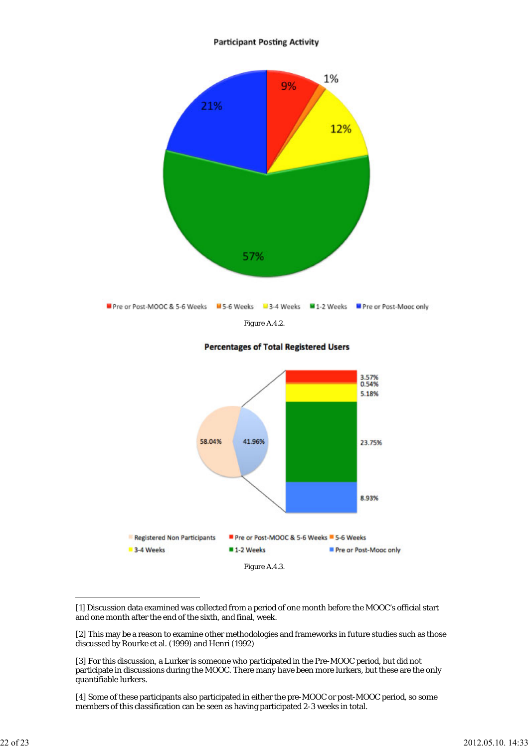**Participant Posting Activity**

9%

1%

12%

21%

57%

Pre or Post-MOOC & 5-6 Weeks
5-6 Weeks
3-4 Weeks
1-2 Weeks
Pre or Post-Mooc only

Figure A.4.2.

**Percentages of Total Registered Users**

58.04%

41.96%

3.57%

0.54%

5.18%

23.75%

8.93%

Registered Non Participants
Pre or Post-MOOC & 5-6 Weeks
5-6 Weeks
3-4 Weeks
1-2 Weeks
Pre or Post-Mooc only

Figure A.4.3.

---

[1] Discussion data examined was collected from a period of one month before the MOOC's official start and one month after the end of the sixth, and final, week.

[2] This may be a reason to examine other methodologies and frameworks in future studies such as those discussed by Rourke et al. (1999) and Henri (1992)

[3] For this discussion, a Lurker is someone who participated in the Pre-MOOC period, but did not participate in discussions during the MOOC. There many have been more lurkers, but these are the only quantifiable lurkers.

[4] Some of these participants also participated in either the pre-MOOC or post-MOOC period, so some members of this classification can be seen as having participated 2-3 weeks in total.